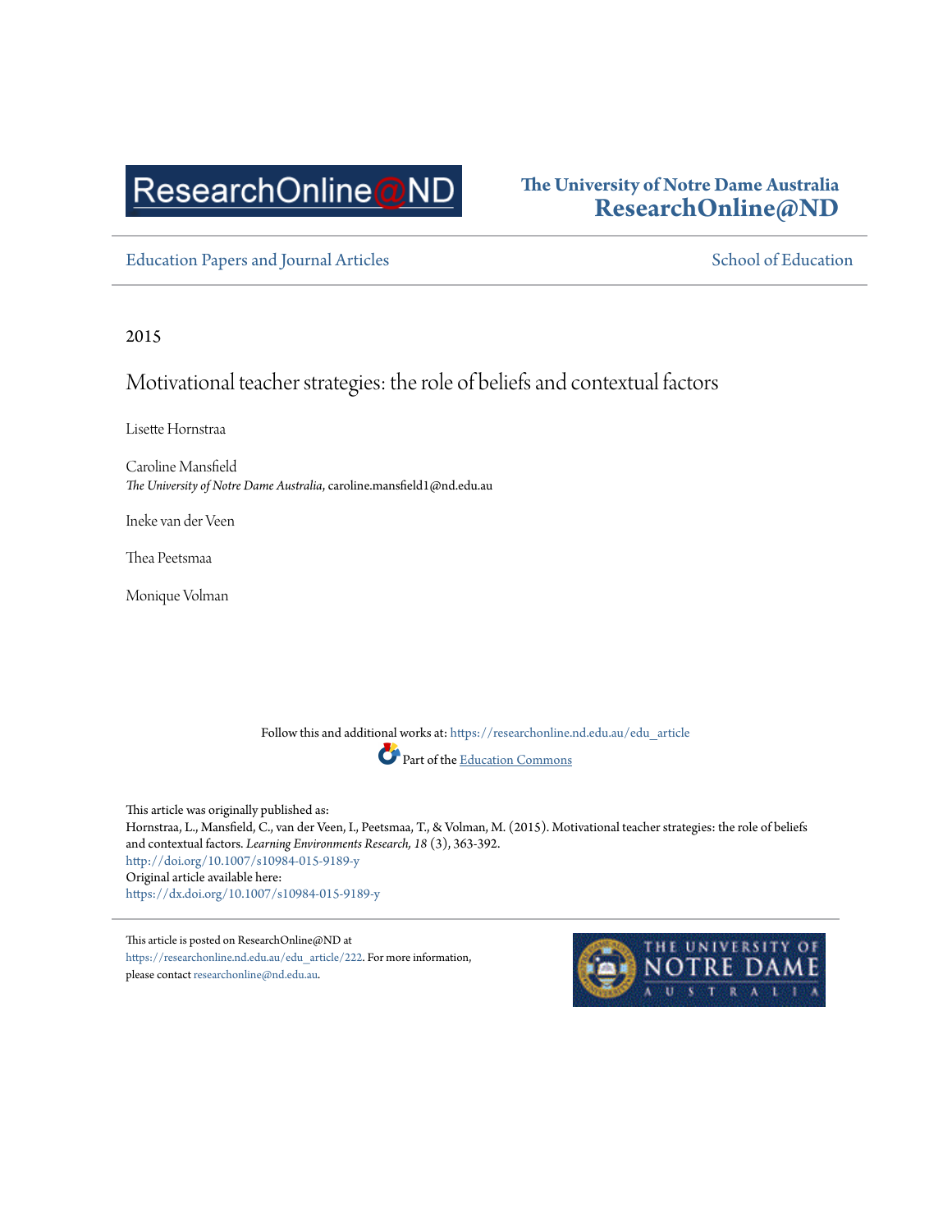The University of Notre Dame Australia
ResearchOnline@ND

Education Papers and Journal Articles

School of Education

2015

# Motivational teacher strategies: the role of beliefs and contextual factors

Lisette Hornstraa

Caroline Mansfield
*The University of Notre Dame Australia*, caroline.mansfield1@nd.edu.au

Ineke van der Veen

Thea Peetsmaa

Monique Volman

Follow this and additional works at: https://researchonline.nd.edu.au/edu_article

Part of the Education Commons

This article was originally published as:
Hornstraa, L., Mansfield, C., van der Veen, I., Peetsmaa, T., & Volman, M. (2015). Motivational teacher strategies: the role of beliefs and contextual factors. *Learning Environments Research, 18* (3), 363-392.
http://doi.org/10.1007/s10984-015-9189-y
Original article available here:
https://dx.doi.org/10.1007/s10984-015-9189-y

This article is posted on ResearchOnline@ND at https://researchonline.nd.edu.au/edu_article/222. For more information, please contact researchonline@nd.edu.au.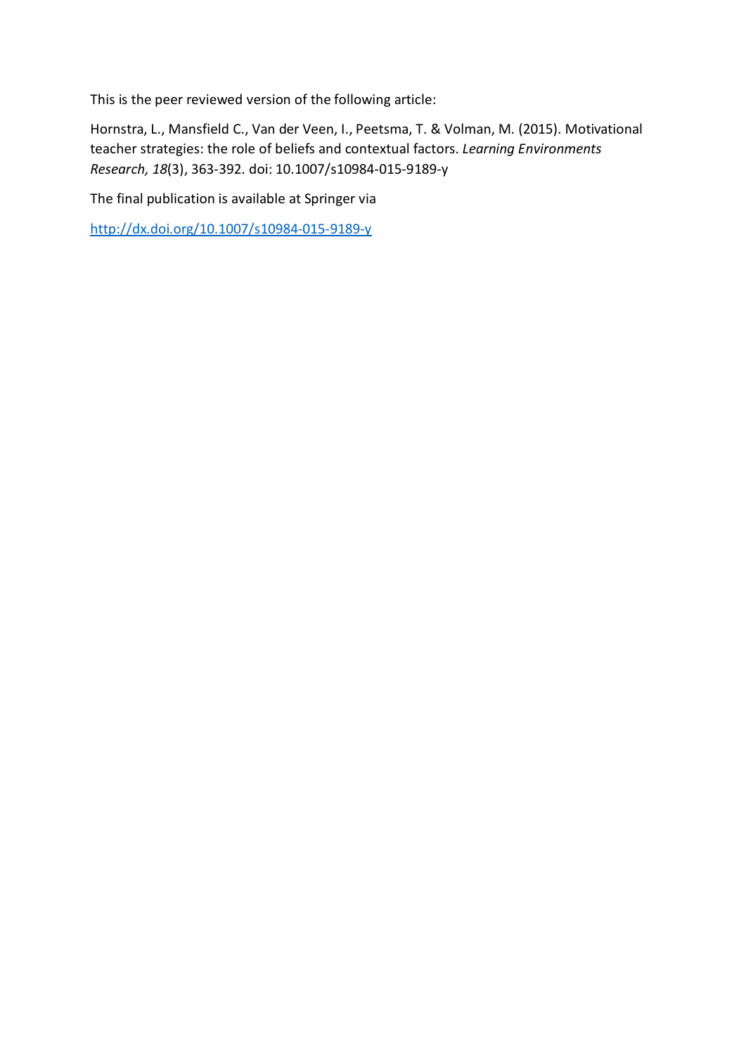This is the peer reviewed version of the following article:

Hornstra, L., Mansfield C., Van der Veen, I., Peetsma, T. & Volman, M. (2015). Motivational teacher strategies: the role of beliefs and contextual factors. *Learning Environments Research, 18*(3), 363-392. doi: 10.1007/s10984-015-9189-y

The final publication is available at Springer via

[http://dx.doi.org/10.1007/s10984-015-9189-y](http://dx.doi.org/10.1007/s10984-015-9189-y)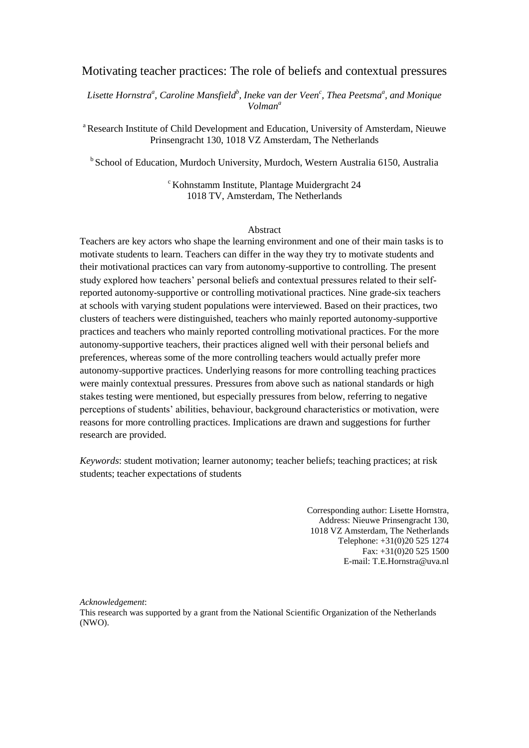# Motivating teacher practices: The role of beliefs and contextual pressures

*Lisette Hornstra[a], Caroline Mansfield[b], Ineke van der Veen[c], Thea Peetsma[a], and Monique Volman[a]*

[a] Research Institute of Child Development and Education, University of Amsterdam, Nieuwe Prinsengracht 130, 1018 VZ Amsterdam, The Netherlands

[b] School of Education, Murdoch University, Murdoch, Western Australia 6150, Australia

[c] Kohnstamm Institute, Plantage Muidergracht 24
1018 TV, Amsterdam, The Netherlands

## Abstract

Teachers are key actors who shape the learning environment and one of their main tasks is to motivate students to learn. Teachers can differ in the way they try to motivate students and their motivational practices can vary from autonomy-supportive to controlling. The present study explored how teachers' personal beliefs and contextual pressures related to their self-reported autonomy-supportive or controlling motivational practices. Nine grade-six teachers at schools with varying student populations were interviewed. Based on their practices, two clusters of teachers were distinguished, teachers who mainly reported autonomy-supportive practices and teachers who mainly reported controlling motivational practices. For the more autonomy-supportive teachers, their practices aligned well with their personal beliefs and preferences, whereas some of the more controlling teachers would actually prefer more autonomy-supportive practices. Underlying reasons for more controlling teaching practices were mainly contextual pressures. Pressures from above such as national standards or high stakes testing were mentioned, but especially pressures from below, referring to negative perceptions of students' abilities, behaviour, background characteristics or motivation, were reasons for more controlling practices. Implications are drawn and suggestions for further research are provided.

*Keywords*: student motivation; learner autonomy; teacher beliefs; teaching practices; at risk students; teacher expectations of students

Corresponding author: Lisette Hornstra,
Address: Nieuwe Prinsengracht 130,
1018 VZ Amsterdam, The Netherlands
Telephone: +31(0)20 525 1274
Fax: +31(0)20 525 1500
E-mail: T.E.Hornstra@uva.nl

*Acknowledgement*:
This research was supported by a grant from the National Scientific Organization of the Netherlands (NWO).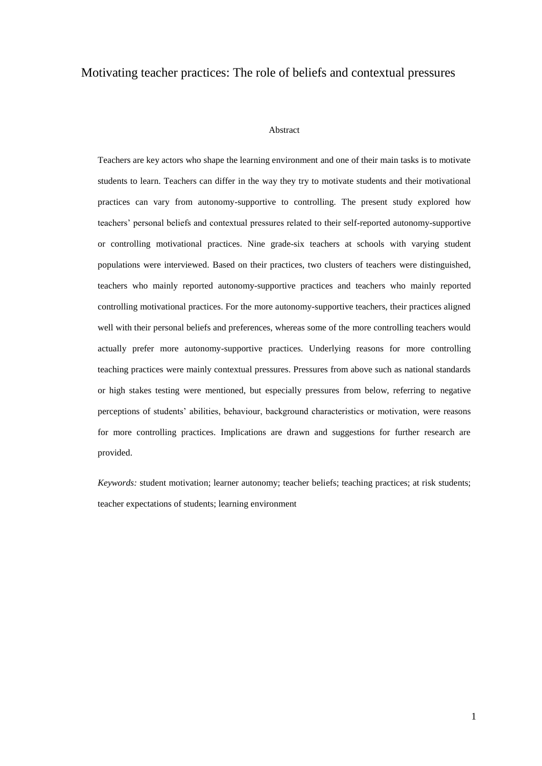# Motivating teacher practices: The role of beliefs and contextual pressures

Abstract

Teachers are key actors who shape the learning environment and one of their main tasks is to motivate students to learn. Teachers can differ in the way they try to motivate students and their motivational practices can vary from autonomy-supportive to controlling. The present study explored how teachers' personal beliefs and contextual pressures related to their self-reported autonomy-supportive or controlling motivational practices. Nine grade-six teachers at schools with varying student populations were interviewed. Based on their practices, two clusters of teachers were distinguished, teachers who mainly reported autonomy-supportive practices and teachers who mainly reported controlling motivational practices. For the more autonomy-supportive teachers, their practices aligned well with their personal beliefs and preferences, whereas some of the more controlling teachers would actually prefer more autonomy-supportive practices. Underlying reasons for more controlling teaching practices were mainly contextual pressures. Pressures from above such as national standards or high stakes testing were mentioned, but especially pressures from below, referring to negative perceptions of students' abilities, behaviour, background characteristics or motivation, were reasons for more controlling practices. Implications are drawn and suggestions for further research are provided.

*Keywords:* student motivation; learner autonomy; teacher beliefs; teaching practices; at risk students; teacher expectations of students; learning environment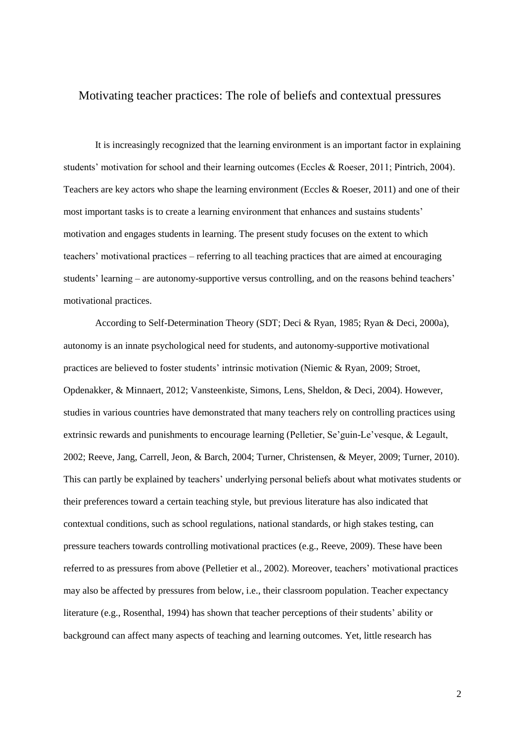# Motivating teacher practices: The role of beliefs and contextual pressures

It is increasingly recognized that the learning environment is an important factor in explaining students' motivation for school and their learning outcomes (Eccles & Roeser, 2011; Pintrich, 2004). Teachers are key actors who shape the learning environment (Eccles & Roeser, 2011) and one of their most important tasks is to create a learning environment that enhances and sustains students' motivation and engages students in learning. The present study focuses on the extent to which teachers' motivational practices – referring to all teaching practices that are aimed at encouraging students' learning – are autonomy-supportive versus controlling, and on the reasons behind teachers' motivational practices.

According to Self-Determination Theory (SDT; Deci & Ryan, 1985; Ryan & Deci, 2000a), autonomy is an innate psychological need for students, and autonomy-supportive motivational practices are believed to foster students' intrinsic motivation (Niemic & Ryan, 2009; Stroet, Opdenakker, & Minnaert, 2012; Vansteenkiste, Simons, Lens, Sheldon, & Deci, 2004). However, studies in various countries have demonstrated that many teachers rely on controlling practices using extrinsic rewards and punishments to encourage learning (Pelletier, Se'guin-Le'vesque, & Legault, 2002; Reeve, Jang, Carrell, Jeon, & Barch, 2004; Turner, Christensen, & Meyer, 2009; Turner, 2010). This can partly be explained by teachers' underlying personal beliefs about what motivates students or their preferences toward a certain teaching style, but previous literature has also indicated that contextual conditions, such as school regulations, national standards, or high stakes testing, can pressure teachers towards controlling motivational practices (e.g., Reeve, 2009). These have been referred to as pressures from above (Pelletier et al., 2002). Moreover, teachers' motivational practices may also be affected by pressures from below, i.e., their classroom population. Teacher expectancy literature (e.g., Rosenthal, 1994) has shown that teacher perceptions of their students' ability or background can affect many aspects of teaching and learning outcomes. Yet, little research has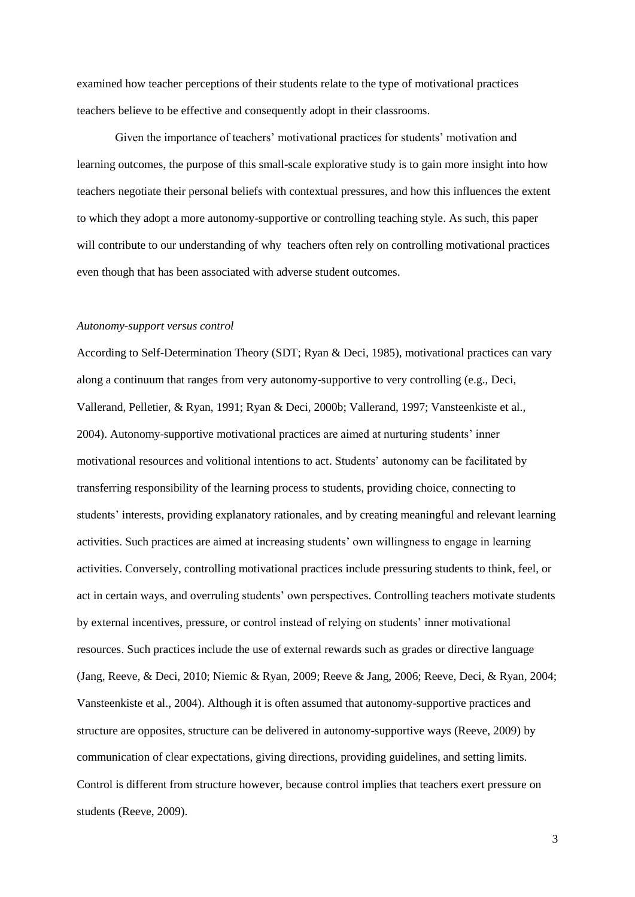examined how teacher perceptions of their students relate to the type of motivational practices teachers believe to be effective and consequently adopt in their classrooms.

Given the importance of teachers' motivational practices for students' motivation and learning outcomes, the purpose of this small-scale explorative study is to gain more insight into how teachers negotiate their personal beliefs with contextual pressures, and how this influences the extent to which they adopt a more autonomy-supportive or controlling teaching style. As such, this paper will contribute to our understanding of why teachers often rely on controlling motivational practices even though that has been associated with adverse student outcomes.

*Autonomy-support versus control*

According to Self-Determination Theory (SDT; Ryan & Deci, 1985), motivational practices can vary along a continuum that ranges from very autonomy-supportive to very controlling (e.g., Deci, Vallerand, Pelletier, & Ryan, 1991; Ryan & Deci, 2000b; Vallerand, 1997; Vansteenkiste et al., 2004). Autonomy-supportive motivational practices are aimed at nurturing students' inner motivational resources and volitional intentions to act. Students' autonomy can be facilitated by transferring responsibility of the learning process to students, providing choice, connecting to students' interests, providing explanatory rationales, and by creating meaningful and relevant learning activities. Such practices are aimed at increasing students' own willingness to engage in learning activities. Conversely, controlling motivational practices include pressuring students to think, feel, or act in certain ways, and overruling students' own perspectives. Controlling teachers motivate students by external incentives, pressure, or control instead of relying on students' inner motivational resources. Such practices include the use of external rewards such as grades or directive language (Jang, Reeve, & Deci, 2010; Niemic & Ryan, 2009; Reeve & Jang, 2006; Reeve, Deci, & Ryan, 2004; Vansteenkiste et al., 2004). Although it is often assumed that autonomy-supportive practices and structure are opposites, structure can be delivered in autonomy-supportive ways (Reeve, 2009) by communication of clear expectations, giving directions, providing guidelines, and setting limits. Control is different from structure however, because control implies that teachers exert pressure on students (Reeve, 2009).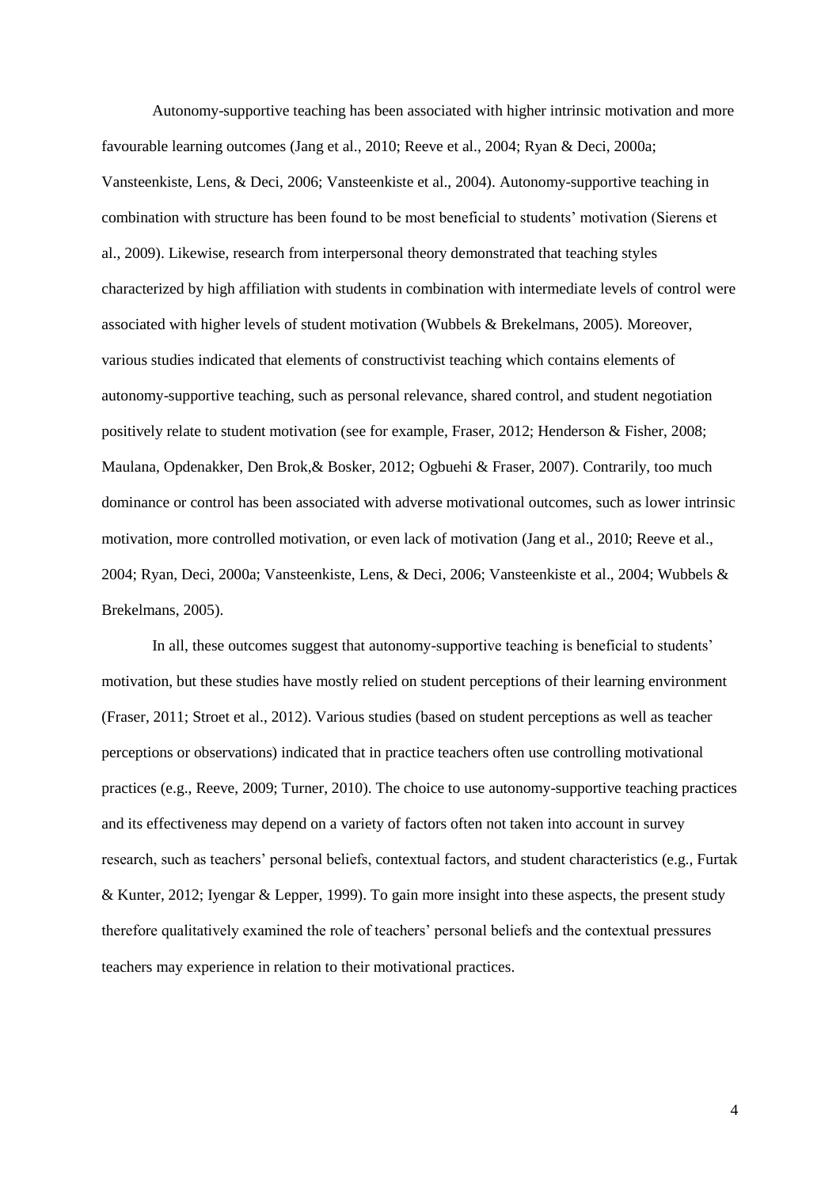Autonomy-supportive teaching has been associated with higher intrinsic motivation and more favourable learning outcomes (Jang et al., 2010; Reeve et al., 2004; Ryan & Deci, 2000a; Vansteenkiste, Lens, & Deci, 2006; Vansteenkiste et al., 2004). Autonomy-supportive teaching in combination with structure has been found to be most beneficial to students' motivation (Sierens et al., 2009). Likewise, research from interpersonal theory demonstrated that teaching styles characterized by high affiliation with students in combination with intermediate levels of control were associated with higher levels of student motivation (Wubbels & Brekelmans, 2005). Moreover, various studies indicated that elements of constructivist teaching which contains elements of autonomy-supportive teaching, such as personal relevance, shared control, and student negotiation positively relate to student motivation (see for example, Fraser, 2012; Henderson & Fisher, 2008; Maulana, Opdenakker, Den Brok,& Bosker, 2012; Ogbuehi & Fraser, 2007). Contrarily, too much dominance or control has been associated with adverse motivational outcomes, such as lower intrinsic motivation, more controlled motivation, or even lack of motivation (Jang et al., 2010; Reeve et al., 2004; Ryan, Deci, 2000a; Vansteenkiste, Lens, & Deci, 2006; Vansteenkiste et al., 2004; Wubbels & Brekelmans, 2005).

In all, these outcomes suggest that autonomy-supportive teaching is beneficial to students' motivation, but these studies have mostly relied on student perceptions of their learning environment (Fraser, 2011; Stroet et al., 2012). Various studies (based on student perceptions as well as teacher perceptions or observations) indicated that in practice teachers often use controlling motivational practices (e.g., Reeve, 2009; Turner, 2010). The choice to use autonomy-supportive teaching practices and its effectiveness may depend on a variety of factors often not taken into account in survey research, such as teachers' personal beliefs, contextual factors, and student characteristics (e.g., Furtak & Kunter, 2012; Iyengar & Lepper, 1999). To gain more insight into these aspects, the present study therefore qualitatively examined the role of teachers' personal beliefs and the contextual pressures teachers may experience in relation to their motivational practices.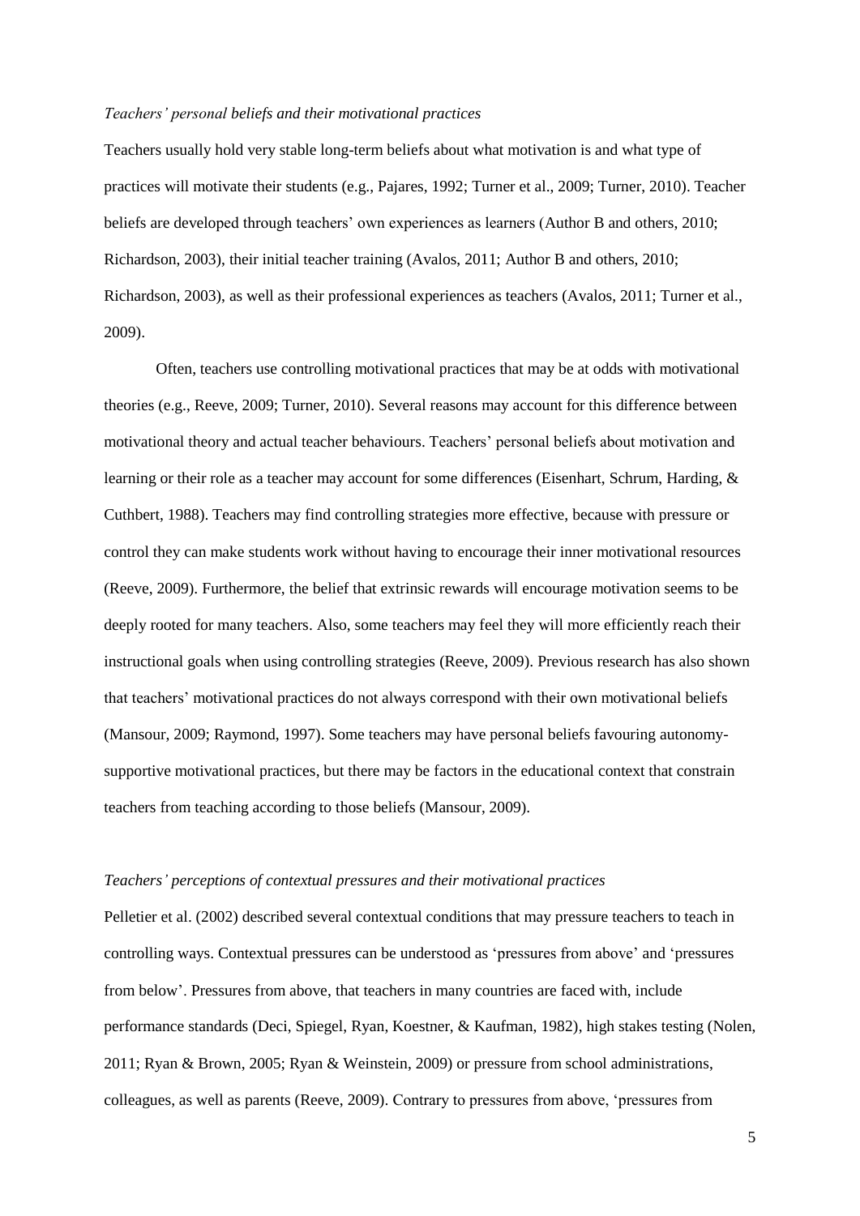### *Teachers' personal beliefs and their motivational practices*

Teachers usually hold very stable long-term beliefs about what motivation is and what type of practices will motivate their students (e.g., Pajares, 1992; Turner et al., 2009; Turner, 2010). Teacher beliefs are developed through teachers' own experiences as learners (Author B and others, 2010; Richardson, 2003), their initial teacher training (Avalos, 2011; Author B and others, 2010; Richardson, 2003), as well as their professional experiences as teachers (Avalos, 2011; Turner et al., 2009).

Often, teachers use controlling motivational practices that may be at odds with motivational theories (e.g., Reeve, 2009; Turner, 2010). Several reasons may account for this difference between motivational theory and actual teacher behaviours. Teachers' personal beliefs about motivation and learning or their role as a teacher may account for some differences (Eisenhart, Schrum, Harding, & Cuthbert, 1988). Teachers may find controlling strategies more effective, because with pressure or control they can make students work without having to encourage their inner motivational resources (Reeve, 2009). Furthermore, the belief that extrinsic rewards will encourage motivation seems to be deeply rooted for many teachers. Also, some teachers may feel they will more efficiently reach their instructional goals when using controlling strategies (Reeve, 2009). Previous research has also shown that teachers' motivational practices do not always correspond with their own motivational beliefs (Mansour, 2009; Raymond, 1997). Some teachers may have personal beliefs favouring autonomy-supportive motivational practices, but there may be factors in the educational context that constrain teachers from teaching according to those beliefs (Mansour, 2009).

### *Teachers' perceptions of contextual pressures and their motivational practices*

Pelletier et al. (2002) described several contextual conditions that may pressure teachers to teach in controlling ways. Contextual pressures can be understood as 'pressures from above' and 'pressures from below'. Pressures from above, that teachers in many countries are faced with, include performance standards (Deci, Spiegel, Ryan, Koestner, & Kaufman, 1982), high stakes testing (Nolen, 2011; Ryan & Brown, 2005; Ryan & Weinstein, 2009) or pressure from school administrations, colleagues, as well as parents (Reeve, 2009). Contrary to pressures from above, 'pressures from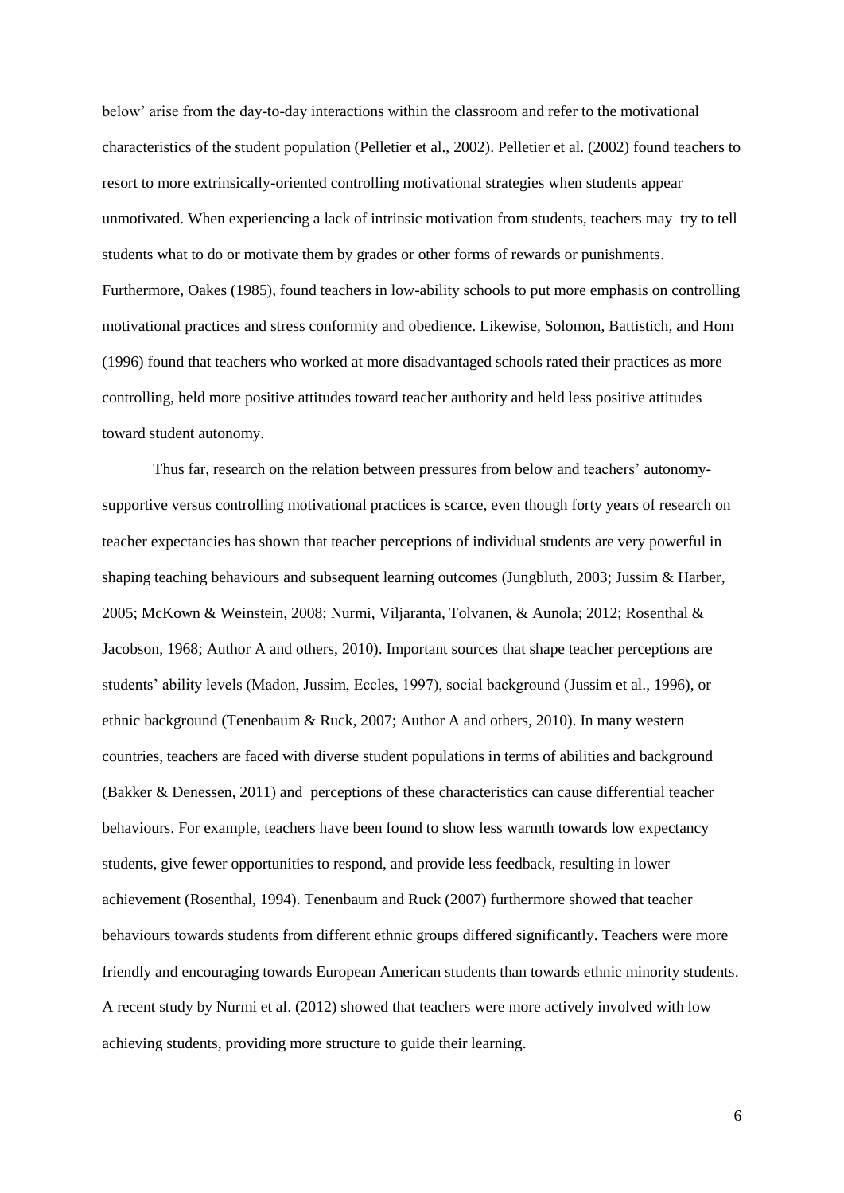below' arise from the day-to-day interactions within the classroom and refer to the motivational characteristics of the student population (Pelletier et al., 2002). Pelletier et al. (2002) found teachers to resort to more extrinsically-oriented controlling motivational strategies when students appear unmotivated. When experiencing a lack of intrinsic motivation from students, teachers may try to tell students what to do or motivate them by grades or other forms of rewards or punishments. Furthermore, Oakes (1985), found teachers in low-ability schools to put more emphasis on controlling motivational practices and stress conformity and obedience. Likewise, Solomon, Battistich, and Hom (1996) found that teachers who worked at more disadvantaged schools rated their practices as more controlling, held more positive attitudes toward teacher authority and held less positive attitudes toward student autonomy.

Thus far, research on the relation between pressures from below and teachers' autonomy-supportive versus controlling motivational practices is scarce, even though forty years of research on teacher expectancies has shown that teacher perceptions of individual students are very powerful in shaping teaching behaviours and subsequent learning outcomes (Jungbluth, 2003; Jussim & Harber, 2005; McKown & Weinstein, 2008; Nurmi, Viljaranta, Tolvanen, & Aunola; 2012; Rosenthal & Jacobson, 1968; Author A and others, 2010). Important sources that shape teacher perceptions are students' ability levels (Madon, Jussim, Eccles, 1997), social background (Jussim et al., 1996), or ethnic background (Tenenbaum & Ruck, 2007; Author A and others, 2010). In many western countries, teachers are faced with diverse student populations in terms of abilities and background (Bakker & Denessen, 2011) and perceptions of these characteristics can cause differential teacher behaviours. For example, teachers have been found to show less warmth towards low expectancy students, give fewer opportunities to respond, and provide less feedback, resulting in lower achievement (Rosenthal, 1994). Tenenbaum and Ruck (2007) furthermore showed that teacher behaviours towards students from different ethnic groups differed significantly. Teachers were more friendly and encouraging towards European American students than towards ethnic minority students. A recent study by Nurmi et al. (2012) showed that teachers were more actively involved with low achieving students, providing more structure to guide their learning.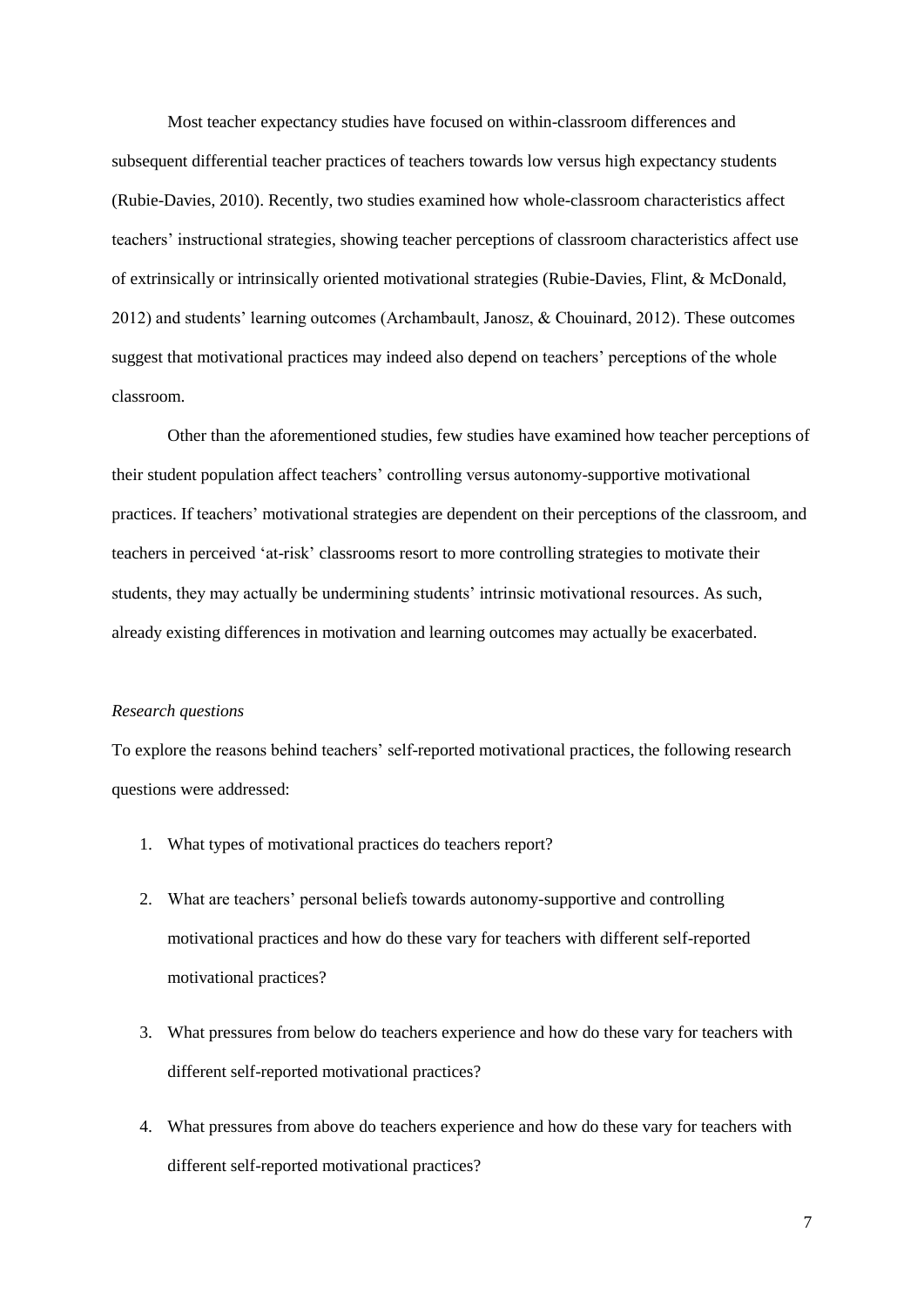Most teacher expectancy studies have focused on within-classroom differences and subsequent differential teacher practices of teachers towards low versus high expectancy students (Rubie-Davies, 2010). Recently, two studies examined how whole-classroom characteristics affect teachers' instructional strategies, showing teacher perceptions of classroom characteristics affect use of extrinsically or intrinsically oriented motivational strategies (Rubie-Davies, Flint, & McDonald, 2012) and students' learning outcomes (Archambault, Janosz, & Chouinard, 2012). These outcomes suggest that motivational practices may indeed also depend on teachers' perceptions of the whole classroom.

Other than the aforementioned studies, few studies have examined how teacher perceptions of their student population affect teachers' controlling versus autonomy-supportive motivational practices. If teachers' motivational strategies are dependent on their perceptions of the classroom, and teachers in perceived 'at-risk' classrooms resort to more controlling strategies to motivate their students, they may actually be undermining students' intrinsic motivational resources. As such, already existing differences in motivation and learning outcomes may actually be exacerbated.

*Research questions*

To explore the reasons behind teachers' self-reported motivational practices, the following research questions were addressed:

1. What types of motivational practices do teachers report?
2. What are teachers' personal beliefs towards autonomy-supportive and controlling motivational practices and how do these vary for teachers with different self-reported motivational practices?
3. What pressures from below do teachers experience and how do these vary for teachers with different self-reported motivational practices?
4. What pressures from above do teachers experience and how do these vary for teachers with different self-reported motivational practices?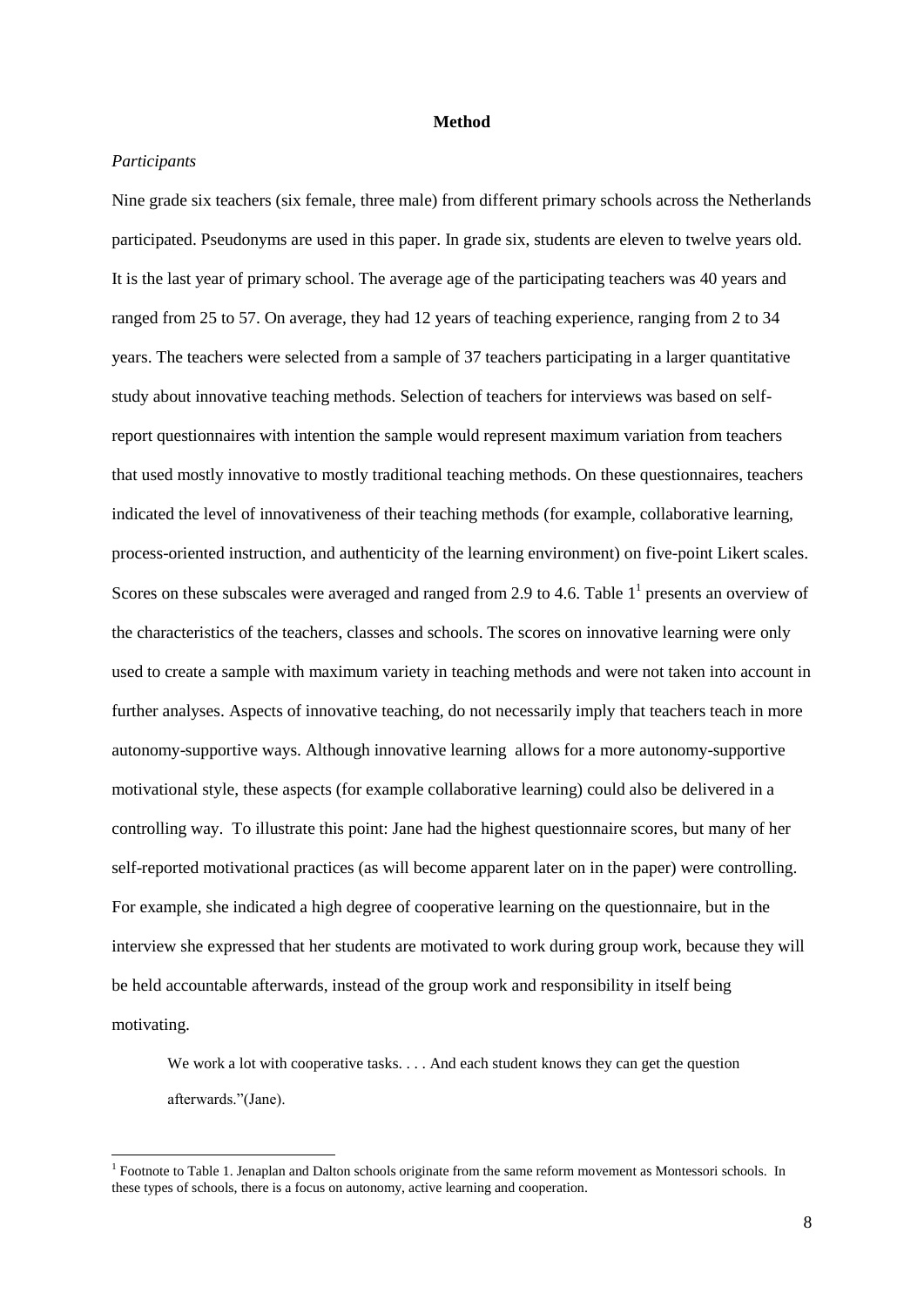## Method

*Participants*

Nine grade six teachers (six female, three male) from different primary schools across the Netherlands participated. Pseudonyms are used in this paper. In grade six, students are eleven to twelve years old. It is the last year of primary school. The average age of the participating teachers was 40 years and ranged from 25 to 57. On average, they had 12 years of teaching experience, ranging from 2 to 34 years. The teachers were selected from a sample of 37 teachers participating in a larger quantitative study about innovative teaching methods. Selection of teachers for interviews was based on self-report questionnaires with intention the sample would represent maximum variation from teachers that used mostly innovative to mostly traditional teaching methods. On these questionnaires, teachers indicated the level of innovativeness of their teaching methods (for example, collaborative learning, process-oriented instruction, and authenticity of the learning environment) on five-point Likert scales. Scores on these subscales were averaged and ranged from 2.9 to 4.6. Table 1[1] presents an overview of the characteristics of the teachers, classes and schools. The scores on innovative learning were only used to create a sample with maximum variety in teaching methods and were not taken into account in further analyses. Aspects of innovative teaching, do not necessarily imply that teachers teach in more autonomy-supportive ways. Although innovative learning allows for a more autonomy-supportive motivational style, these aspects (for example collaborative learning) could also be delivered in a controlling way. To illustrate this point: Jane had the highest questionnaire scores, but many of her self-reported motivational practices (as will become apparent later on in the paper) were controlling. For example, she indicated a high degree of cooperative learning on the questionnaire, but in the interview she expressed that her students are motivated to work during group work, because they will be held accountable afterwards, instead of the group work and responsibility in itself being motivating.

> We work a lot with cooperative tasks. . . . And each student knows they can get the question afterwards."(Jane).

[1] Footnote to Table 1. Jenaplan and Dalton schools originate from the same reform movement as Montessori schools. In these types of schools, there is a focus on autonomy, active learning and cooperation.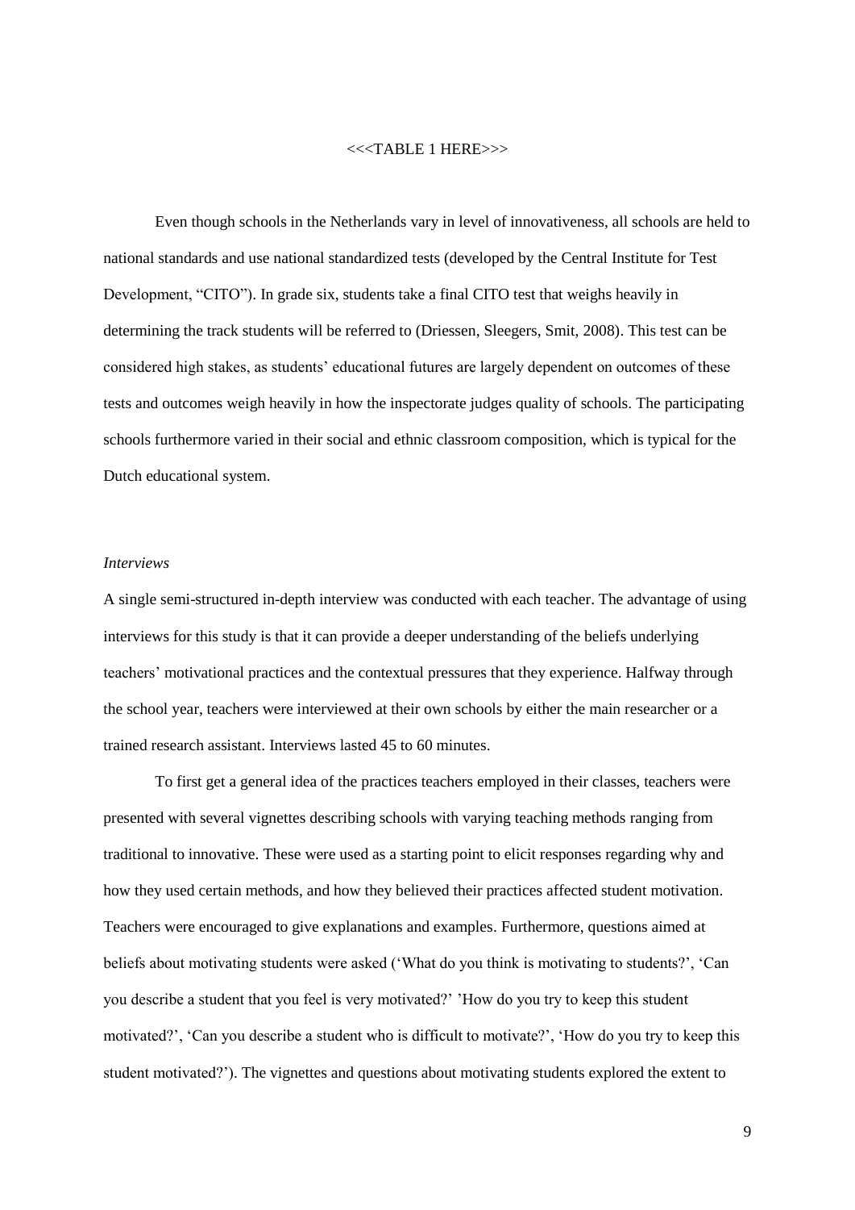<<<TABLE 1 HERE>>>

Even though schools in the Netherlands vary in level of innovativeness, all schools are held to national standards and use national standardized tests (developed by the Central Institute for Test Development, "CITO"). In grade six, students take a final CITO test that weighs heavily in determining the track students will be referred to (Driessen, Sleegers, Smit, 2008). This test can be considered high stakes, as students' educational futures are largely dependent on outcomes of these tests and outcomes weigh heavily in how the inspectorate judges quality of schools. The participating schools furthermore varied in their social and ethnic classroom composition, which is typical for the Dutch educational system.

*Interviews*

A single semi-structured in-depth interview was conducted with each teacher. The advantage of using interviews for this study is that it can provide a deeper understanding of the beliefs underlying teachers' motivational practices and the contextual pressures that they experience. Halfway through the school year, teachers were interviewed at their own schools by either the main researcher or a trained research assistant. Interviews lasted 45 to 60 minutes.

To first get a general idea of the practices teachers employed in their classes, teachers were presented with several vignettes describing schools with varying teaching methods ranging from traditional to innovative. These were used as a starting point to elicit responses regarding why and how they used certain methods, and how they believed their practices affected student motivation. Teachers were encouraged to give explanations and examples. Furthermore, questions aimed at beliefs about motivating students were asked ('What do you think is motivating to students?', 'Can you describe a student that you feel is very motivated?' 'How do you try to keep this student motivated?', 'Can you describe a student who is difficult to motivate?', 'How do you try to keep this student motivated?'). The vignettes and questions about motivating students explored the extent to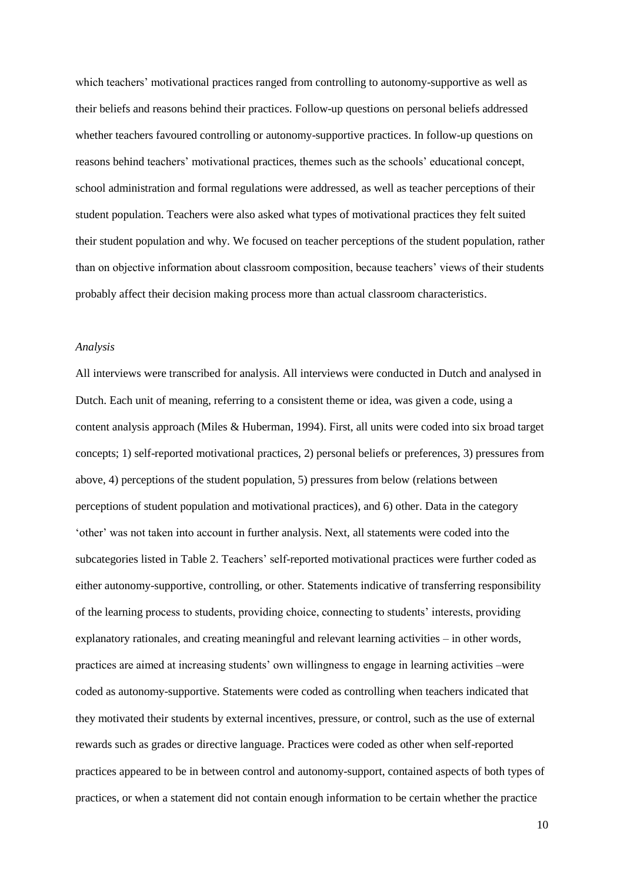which teachers' motivational practices ranged from controlling to autonomy-supportive as well as their beliefs and reasons behind their practices. Follow-up questions on personal beliefs addressed whether teachers favoured controlling or autonomy-supportive practices. In follow-up questions on reasons behind teachers' motivational practices, themes such as the schools' educational concept, school administration and formal regulations were addressed, as well as teacher perceptions of their student population. Teachers were also asked what types of motivational practices they felt suited their student population and why. We focused on teacher perceptions of the student population, rather than on objective information about classroom composition, because teachers' views of their students probably affect their decision making process more than actual classroom characteristics.

*Analysis*

All interviews were transcribed for analysis. All interviews were conducted in Dutch and analysed in Dutch. Each unit of meaning, referring to a consistent theme or idea, was given a code, using a content analysis approach (Miles & Huberman, 1994). First, all units were coded into six broad target concepts; 1) self-reported motivational practices, 2) personal beliefs or preferences, 3) pressures from above, 4) perceptions of the student population, 5) pressures from below (relations between perceptions of student population and motivational practices), and 6) other. Data in the category 'other' was not taken into account in further analysis. Next, all statements were coded into the subcategories listed in Table 2. Teachers' self-reported motivational practices were further coded as either autonomy-supportive, controlling, or other. Statements indicative of transferring responsibility of the learning process to students, providing choice, connecting to students' interests, providing explanatory rationales, and creating meaningful and relevant learning activities – in other words, practices are aimed at increasing students' own willingness to engage in learning activities –were coded as autonomy-supportive. Statements were coded as controlling when teachers indicated that they motivated their students by external incentives, pressure, or control, such as the use of external rewards such as grades or directive language. Practices were coded as other when self-reported practices appeared to be in between control and autonomy-support, contained aspects of both types of practices, or when a statement did not contain enough information to be certain whether the practice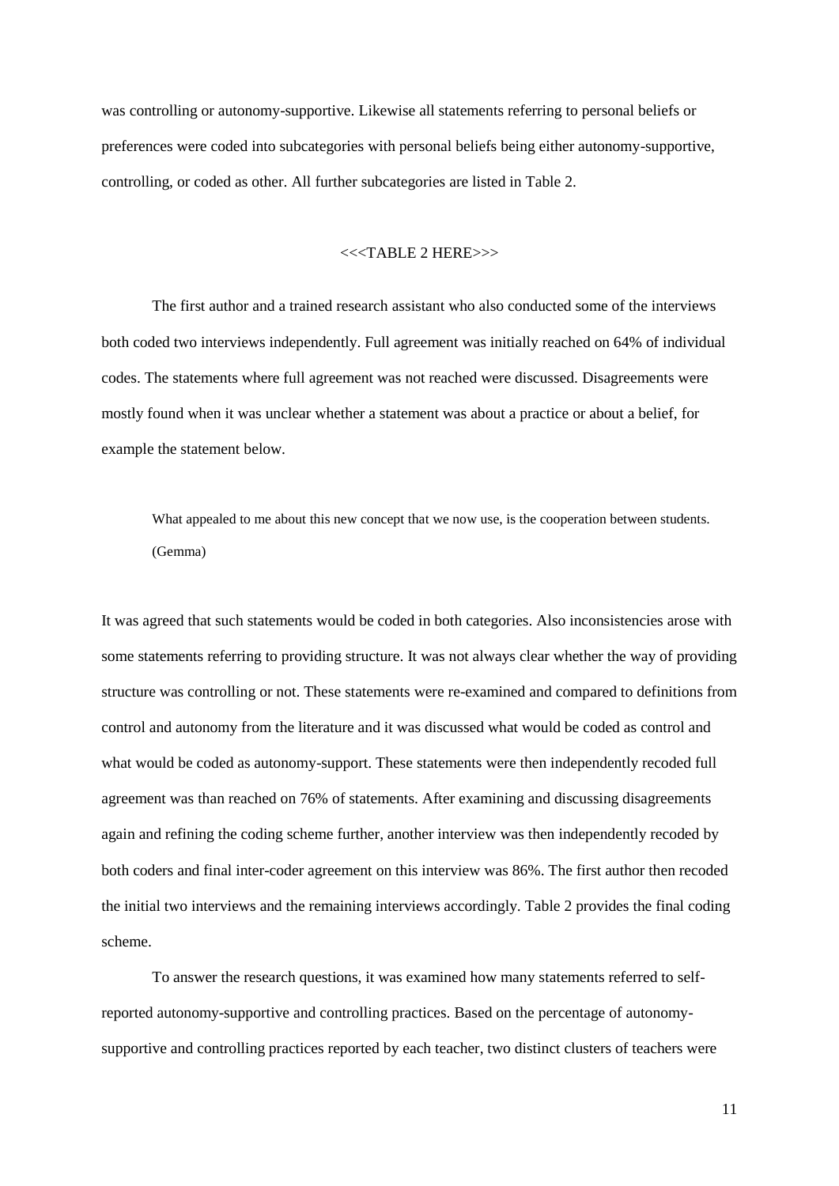was controlling or autonomy-supportive. Likewise all statements referring to personal beliefs or preferences were coded into subcategories with personal beliefs being either autonomy-supportive, controlling, or coded as other. All further subcategories are listed in Table 2.

<<<TABLE 2 HERE>>>

The first author and a trained research assistant who also conducted some of the interviews both coded two interviews independently. Full agreement was initially reached on 64% of individual codes. The statements where full agreement was not reached were discussed. Disagreements were mostly found when it was unclear whether a statement was about a practice or about a belief, for example the statement below.

> What appealed to me about this new concept that we now use, is the cooperation between students. (Gemma)

It was agreed that such statements would be coded in both categories. Also inconsistencies arose with some statements referring to providing structure. It was not always clear whether the way of providing structure was controlling or not. These statements were re-examined and compared to definitions from control and autonomy from the literature and it was discussed what would be coded as control and what would be coded as autonomy-support. These statements were then independently recoded full agreement was than reached on 76% of statements. After examining and discussing disagreements again and refining the coding scheme further, another interview was then independently recoded by both coders and final inter-coder agreement on this interview was 86%. The first author then recoded the initial two interviews and the remaining interviews accordingly. Table 2 provides the final coding scheme.

To answer the research questions, it was examined how many statements referred to self-reported autonomy-supportive and controlling practices. Based on the percentage of autonomy-supportive and controlling practices reported by each teacher, two distinct clusters of teachers were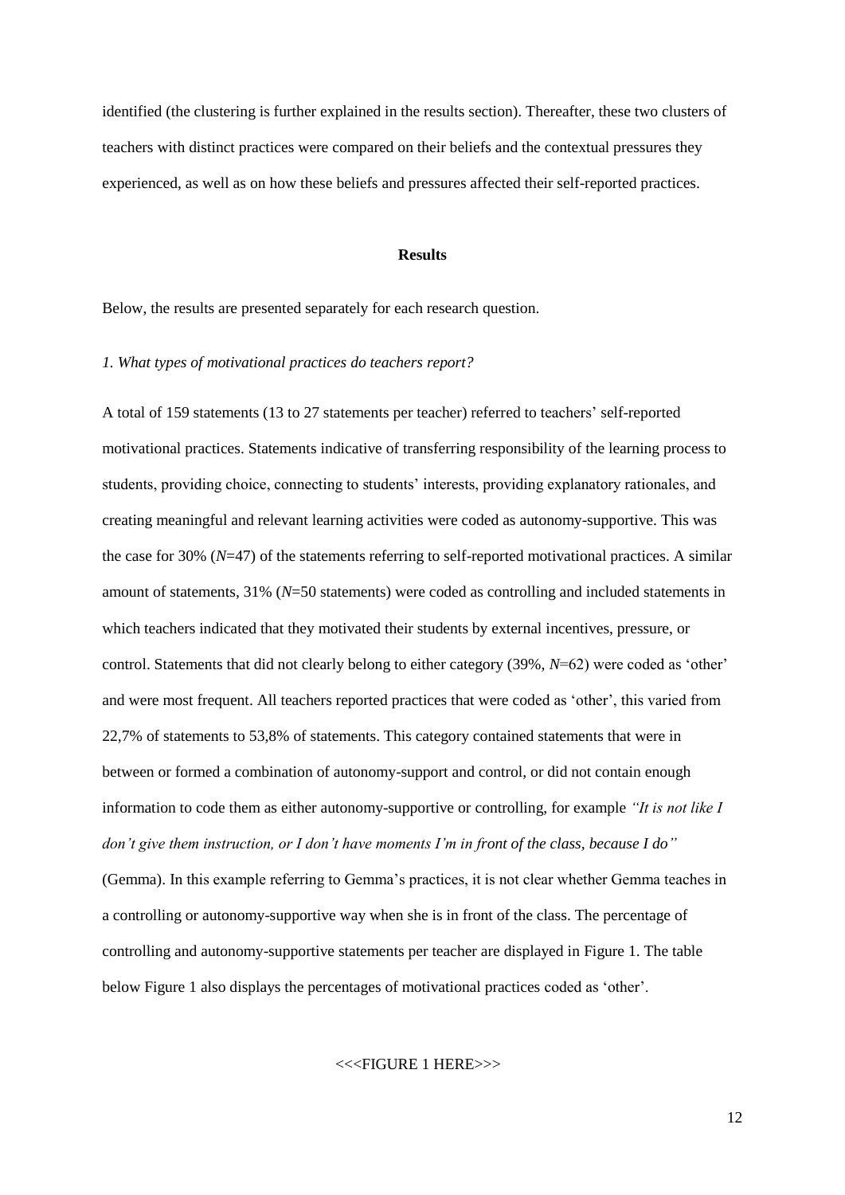identified (the clustering is further explained in the results section). Thereafter, these two clusters of teachers with distinct practices were compared on their beliefs and the contextual pressures they experienced, as well as on how these beliefs and pressures affected their self-reported practices.

## Results

Below, the results are presented separately for each research question.

*1. What types of motivational practices do teachers report?*

A total of 159 statements (13 to 27 statements per teacher) referred to teachers' self-reported motivational practices. Statements indicative of transferring responsibility of the learning process to students, providing choice, connecting to students' interests, providing explanatory rationales, and creating meaningful and relevant learning activities were coded as autonomy-supportive. This was the case for 30% ($N$=47) of the statements referring to self-reported motivational practices. A similar amount of statements, 31% ($N$=50 statements) were coded as controlling and included statements in which teachers indicated that they motivated their students by external incentives, pressure, or control. Statements that did not clearly belong to either category (39%, $N$=62) were coded as 'other' and were most frequent. All teachers reported practices that were coded as 'other', this varied from 22,7% of statements to 53,8% of statements. This category contained statements that were in between or formed a combination of autonomy-support and control, or did not contain enough information to code them as either autonomy-supportive or controlling, for example *"It is not like I don't give them instruction, or I don't have moments I'm in front of the class, because I do"* (Gemma). In this example referring to Gemma's practices, it is not clear whether Gemma teaches in a controlling or autonomy-supportive way when she is in front of the class. The percentage of controlling and autonomy-supportive statements per teacher are displayed in Figure 1. The table below Figure 1 also displays the percentages of motivational practices coded as 'other'.

<<<FIGURE 1 HERE>>>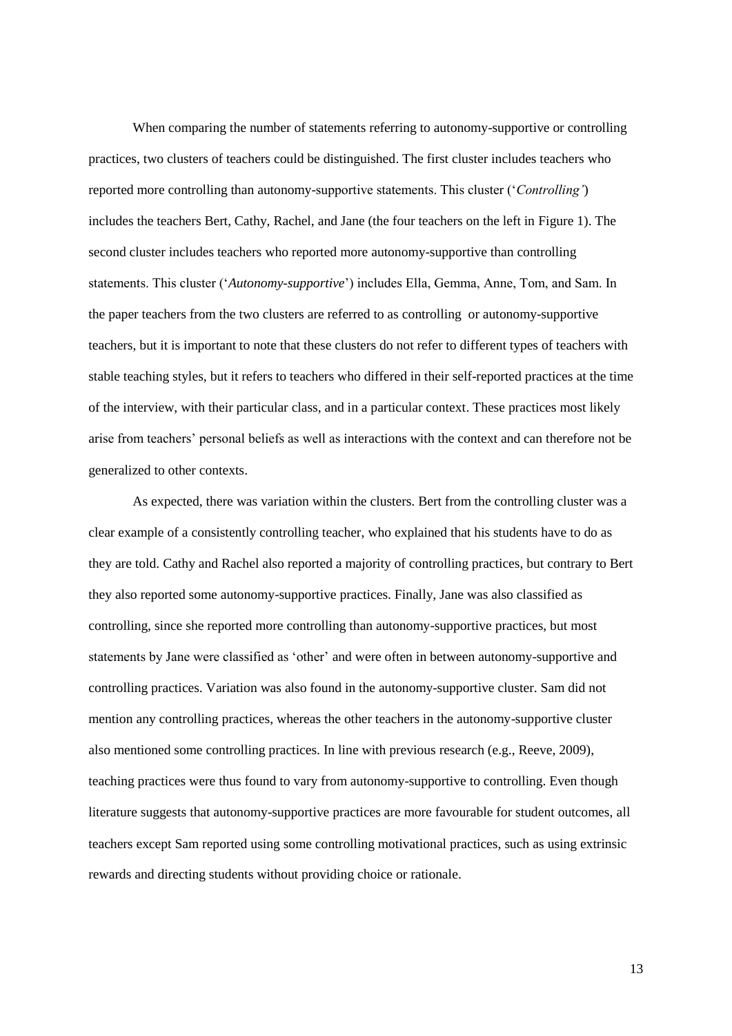When comparing the number of statements referring to autonomy-supportive or controlling practices, two clusters of teachers could be distinguished. The first cluster includes teachers who reported more controlling than autonomy-supportive statements. This cluster ('*Controlling'*) includes the teachers Bert, Cathy, Rachel, and Jane (the four teachers on the left in Figure 1). The second cluster includes teachers who reported more autonomy-supportive than controlling statements. This cluster ('*Autonomy-supportive*') includes Ella, Gemma, Anne, Tom, and Sam. In the paper teachers from the two clusters are referred to as controlling or autonomy-supportive teachers, but it is important to note that these clusters do not refer to different types of teachers with stable teaching styles, but it refers to teachers who differed in their self-reported practices at the time of the interview, with their particular class, and in a particular context. These practices most likely arise from teachers' personal beliefs as well as interactions with the context and can therefore not be generalized to other contexts.

As expected, there was variation within the clusters. Bert from the controlling cluster was a clear example of a consistently controlling teacher, who explained that his students have to do as they are told. Cathy and Rachel also reported a majority of controlling practices, but contrary to Bert they also reported some autonomy-supportive practices. Finally, Jane was also classified as controlling, since she reported more controlling than autonomy-supportive practices, but most statements by Jane were classified as 'other' and were often in between autonomy-supportive and controlling practices. Variation was also found in the autonomy-supportive cluster. Sam did not mention any controlling practices, whereas the other teachers in the autonomy-supportive cluster also mentioned some controlling practices. In line with previous research (e.g., Reeve, 2009), teaching practices were thus found to vary from autonomy-supportive to controlling. Even though literature suggests that autonomy-supportive practices are more favourable for student outcomes, all teachers except Sam reported using some controlling motivational practices, such as using extrinsic rewards and directing students without providing choice or rationale.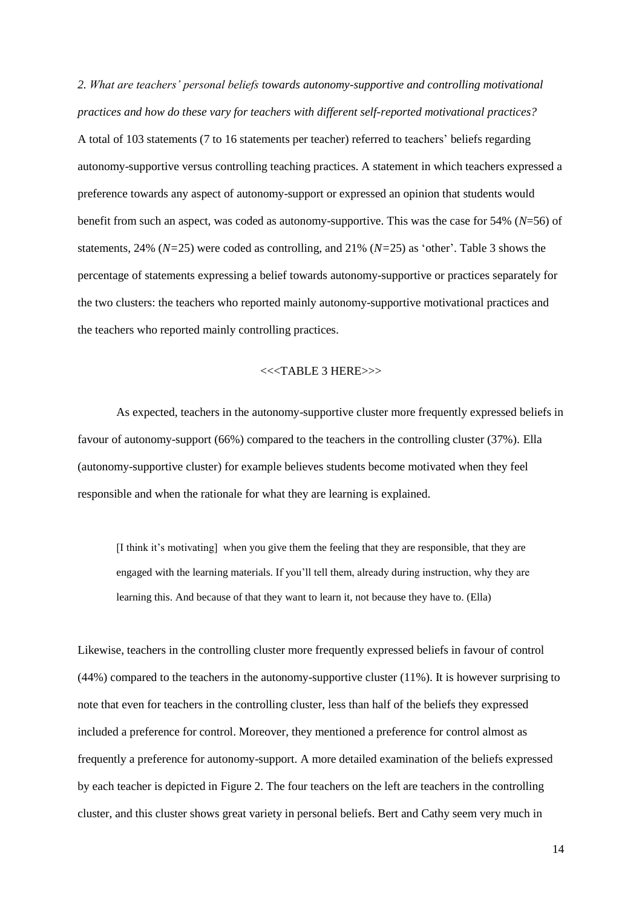*2. What are teachers' personal beliefs towards autonomy-supportive and controlling motivational practices and how do these vary for teachers with different self-reported motivational practices?*

A total of 103 statements (7 to 16 statements per teacher) referred to teachers' beliefs regarding autonomy-supportive versus controlling teaching practices. A statement in which teachers expressed a preference towards any aspect of autonomy-support or expressed an opinion that students would benefit from such an aspect, was coded as autonomy-supportive. This was the case for 54% (*N*=56) of statements, 24% (*N*=25) were coded as controlling, and 21% (*N*=25) as 'other'. Table 3 shows the percentage of statements expressing a belief towards autonomy-supportive or practices separately for the two clusters: the teachers who reported mainly autonomy-supportive motivational practices and the teachers who reported mainly controlling practices.

<<<TABLE 3 HERE>>>

As expected, teachers in the autonomy-supportive cluster more frequently expressed beliefs in favour of autonomy-support (66%) compared to the teachers in the controlling cluster (37%). Ella (autonomy-supportive cluster) for example believes students become motivated when they feel responsible and when the rationale for what they are learning is explained.

> [I think it's motivating] when you give them the feeling that they are responsible, that they are engaged with the learning materials. If you'll tell them, already during instruction, why they are learning this. And because of that they want to learn it, not because they have to. (Ella)

Likewise, teachers in the controlling cluster more frequently expressed beliefs in favour of control (44%) compared to the teachers in the autonomy-supportive cluster (11%). It is however surprising to note that even for teachers in the controlling cluster, less than half of the beliefs they expressed included a preference for control. Moreover, they mentioned a preference for control almost as frequently a preference for autonomy-support. A more detailed examination of the beliefs expressed by each teacher is depicted in Figure 2. The four teachers on the left are teachers in the controlling cluster, and this cluster shows great variety in personal beliefs. Bert and Cathy seem very much in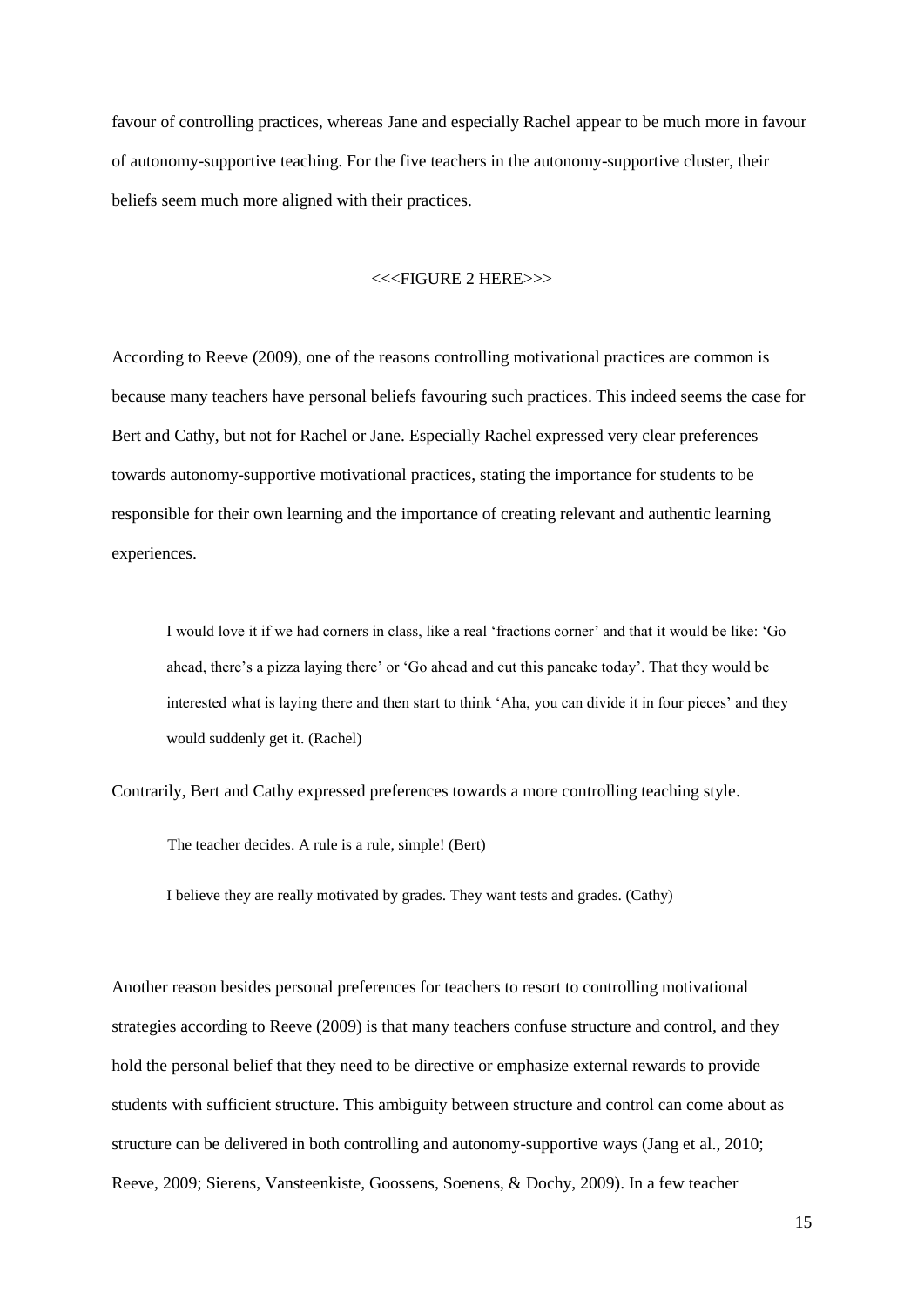favour of controlling practices, whereas Jane and especially Rachel appear to be much more in favour of autonomy-supportive teaching. For the five teachers in the autonomy-supportive cluster, their beliefs seem much more aligned with their practices.

<<<FIGURE 2 HERE>>>

According to Reeve (2009), one of the reasons controlling motivational practices are common is because many teachers have personal beliefs favouring such practices. This indeed seems the case for Bert and Cathy, but not for Rachel or Jane. Especially Rachel expressed very clear preferences towards autonomy-supportive motivational practices, stating the importance for students to be responsible for their own learning and the importance of creating relevant and authentic learning experiences.

> I would love it if we had corners in class, like a real 'fractions corner' and that it would be like: 'Go ahead, there's a pizza laying there' or 'Go ahead and cut this pancake today'. That they would be interested what is laying there and then start to think 'Aha, you can divide it in four pieces' and they would suddenly get it. (Rachel)

Contrarily, Bert and Cathy expressed preferences towards a more controlling teaching style.

> The teacher decides. A rule is a rule, simple! (Bert)

> I believe they are really motivated by grades. They want tests and grades. (Cathy)

Another reason besides personal preferences for teachers to resort to controlling motivational strategies according to Reeve (2009) is that many teachers confuse structure and control, and they hold the personal belief that they need to be directive or emphasize external rewards to provide students with sufficient structure. This ambiguity between structure and control can come about as structure can be delivered in both controlling and autonomy-supportive ways (Jang et al., 2010; Reeve, 2009; Sierens, Vansteenkiste, Goossens, Soenens, & Dochy, 2009). In a few teacher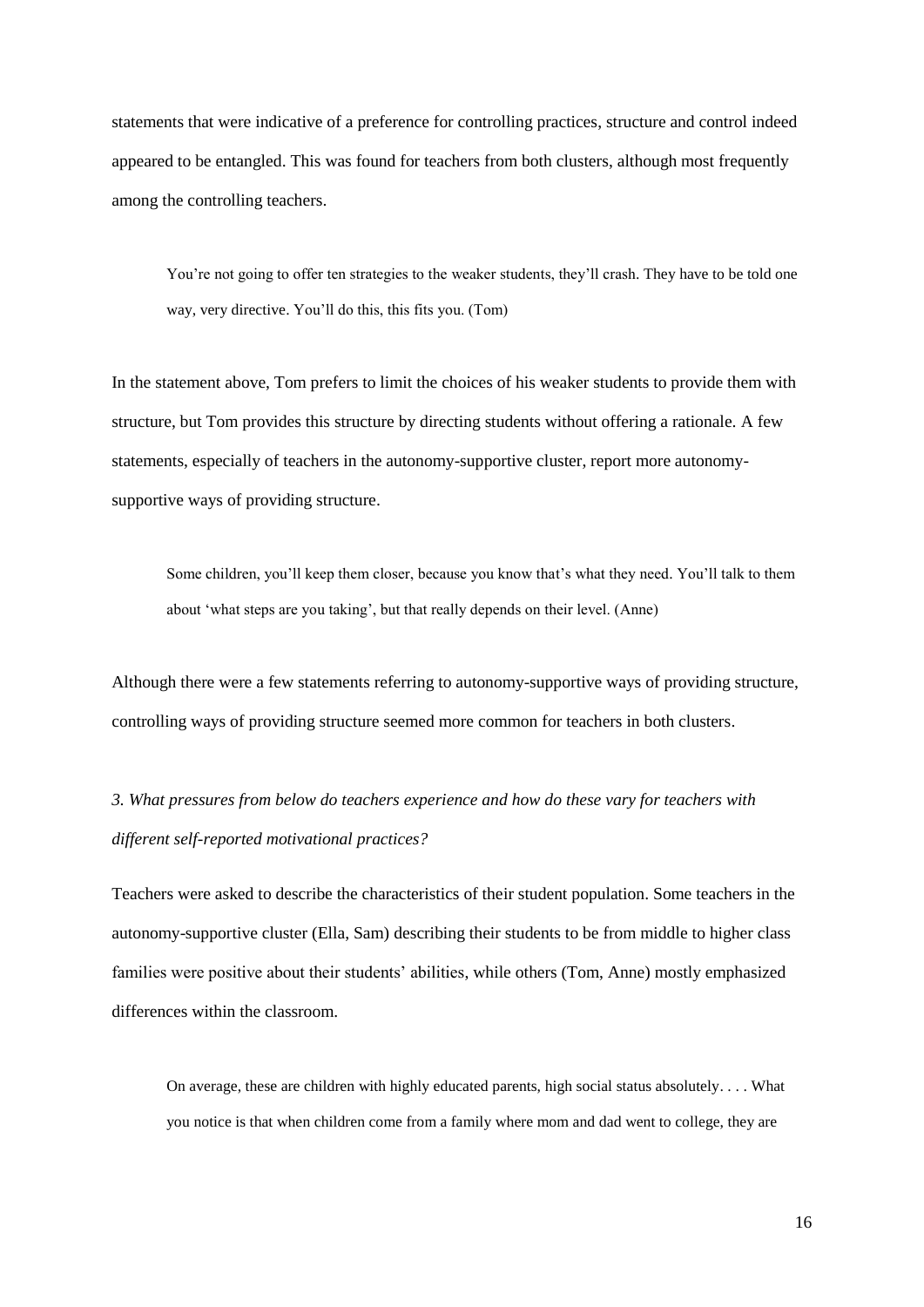statements that were indicative of a preference for controlling practices, structure and control indeed appeared to be entangled. This was found for teachers from both clusters, although most frequently among the controlling teachers.

> You're not going to offer ten strategies to the weaker students, they'll crash. They have to be told one way, very directive. You'll do this, this fits you. (Tom)

In the statement above, Tom prefers to limit the choices of his weaker students to provide them with structure, but Tom provides this structure by directing students without offering a rationale. A few statements, especially of teachers in the autonomy-supportive cluster, report more autonomy-supportive ways of providing structure.

> Some children, you'll keep them closer, because you know that's what they need. You'll talk to them about 'what steps are you taking', but that really depends on their level. (Anne)

Although there were a few statements referring to autonomy-supportive ways of providing structure, controlling ways of providing structure seemed more common for teachers in both clusters.

*3. What pressures from below do teachers experience and how do these vary for teachers with different self-reported motivational practices?*

Teachers were asked to describe the characteristics of their student population. Some teachers in the autonomy-supportive cluster (Ella, Sam) describing their students to be from middle to higher class families were positive about their students' abilities, while others (Tom, Anne) mostly emphasized differences within the classroom.

> On average, these are children with highly educated parents, high social status absolutely. . . . What you notice is that when children come from a family where mom and dad went to college, they are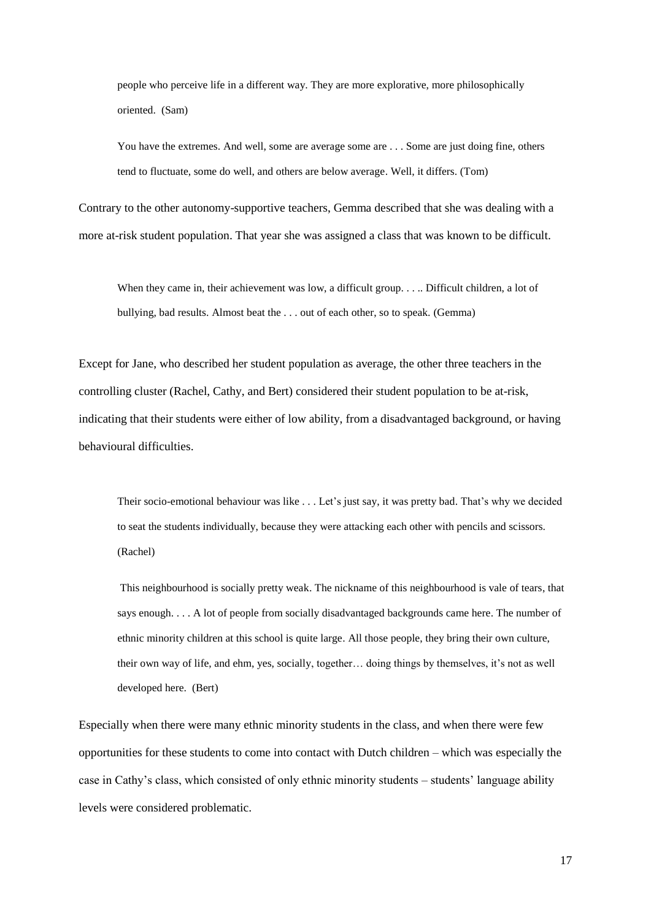> people who perceive life in a different way. They are more explorative, more philosophically oriented. (Sam)

> You have the extremes. And well, some are average some are . . . Some are just doing fine, others tend to fluctuate, some do well, and others are below average. Well, it differs. (Tom)

Contrary to the other autonomy-supportive teachers, Gemma described that she was dealing with a more at-risk student population. That year she was assigned a class that was known to be difficult.

> When they came in, their achievement was low, a difficult group. . . .. Difficult children, a lot of bullying, bad results. Almost beat the . . . out of each other, so to speak. (Gemma)

Except for Jane, who described her student population as average, the other three teachers in the controlling cluster (Rachel, Cathy, and Bert) considered their student population to be at-risk, indicating that their students were either of low ability, from a disadvantaged background, or having behavioural difficulties.

> Their socio-emotional behaviour was like . . . Let's just say, it was pretty bad. That's why we decided to seat the students individually, because they were attacking each other with pencils and scissors. (Rachel)

> This neighbourhood is socially pretty weak. The nickname of this neighbourhood is vale of tears, that says enough. . . . A lot of people from socially disadvantaged backgrounds came here. The number of ethnic minority children at this school is quite large. All those people, they bring their own culture, their own way of life, and ehm, yes, socially, together… doing things by themselves, it's not as well developed here. (Bert)

Especially when there were many ethnic minority students in the class, and when there were few opportunities for these students to come into contact with Dutch children – which was especially the case in Cathy's class, which consisted of only ethnic minority students – students' language ability levels were considered problematic.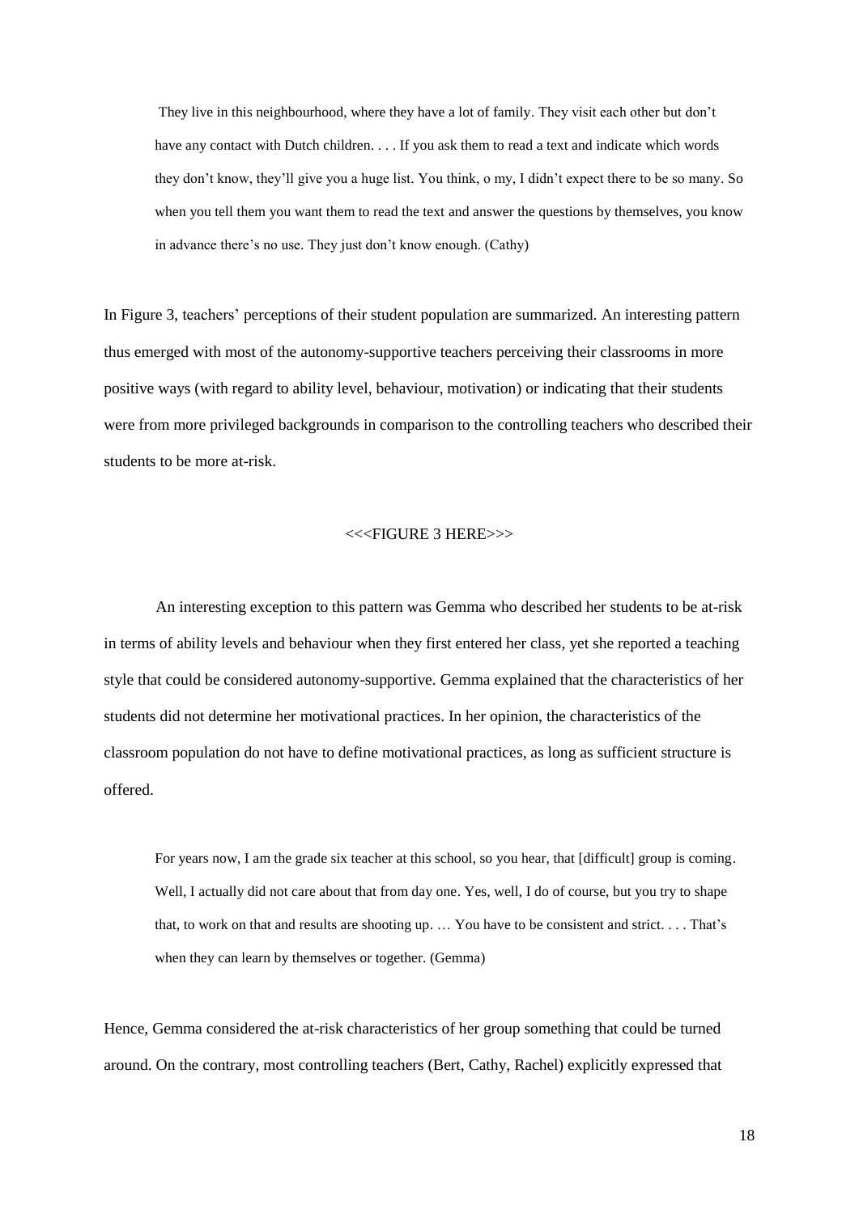> They live in this neighbourhood, where they have a lot of family. They visit each other but don't have any contact with Dutch children. . . . If you ask them to read a text and indicate which words they don't know, they'll give you a huge list. You think, o my, I didn't expect there to be so many. So when you tell them you want them to read the text and answer the questions by themselves, you know in advance there's no use. They just don't know enough. (Cathy)

In Figure 3, teachers' perceptions of their student population are summarized. An interesting pattern thus emerged with most of the autonomy-supportive teachers perceiving their classrooms in more positive ways (with regard to ability level, behaviour, motivation) or indicating that their students were from more privileged backgrounds in comparison to the controlling teachers who described their students to be more at-risk.

<<<FIGURE 3 HERE>>>

An interesting exception to this pattern was Gemma who described her students to be at-risk in terms of ability levels and behaviour when they first entered her class, yet she reported a teaching style that could be considered autonomy-supportive. Gemma explained that the characteristics of her students did not determine her motivational practices. In her opinion, the characteristics of the classroom population do not have to define motivational practices, as long as sufficient structure is offered.

> For years now, I am the grade six teacher at this school, so you hear, that [difficult] group is coming. Well, I actually did not care about that from day one. Yes, well, I do of course, but you try to shape that, to work on that and results are shooting up. … You have to be consistent and strict. . . . That's when they can learn by themselves or together. (Gemma)

Hence, Gemma considered the at-risk characteristics of her group something that could be turned around. On the contrary, most controlling teachers (Bert, Cathy, Rachel) explicitly expressed that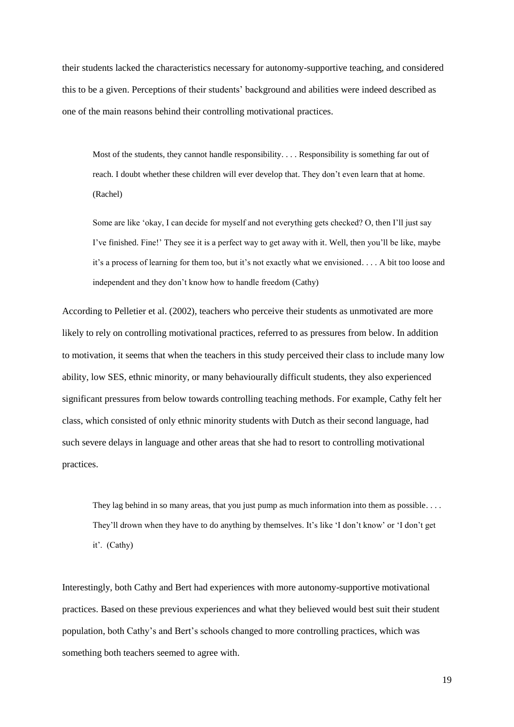their students lacked the characteristics necessary for autonomy-supportive teaching, and considered this to be a given. Perceptions of their students' background and abilities were indeed described as one of the main reasons behind their controlling motivational practices.

> Most of the students, they cannot handle responsibility. . . . Responsibility is something far out of reach. I doubt whether these children will ever develop that. They don't even learn that at home. (Rachel)
>
> Some are like 'okay, I can decide for myself and not everything gets checked? O, then I'll just say I've finished. Fine!' They see it is a perfect way to get away with it. Well, then you'll be like, maybe it's a process of learning for them too, but it's not exactly what we envisioned. . . . A bit too loose and independent and they don't know how to handle freedom (Cathy)

According to Pelletier et al. (2002), teachers who perceive their students as unmotivated are more likely to rely on controlling motivational practices, referred to as pressures from below. In addition to motivation, it seems that when the teachers in this study perceived their class to include many low ability, low SES, ethnic minority, or many behaviourally difficult students, they also experienced significant pressures from below towards controlling teaching methods. For example, Cathy felt her class, which consisted of only ethnic minority students with Dutch as their second language, had such severe delays in language and other areas that she had to resort to controlling motivational practices.

> They lag behind in so many areas, that you just pump as much information into them as possible. . . . They'll drown when they have to do anything by themselves. It's like 'I don't know' or 'I don't get it'. (Cathy)

Interestingly, both Cathy and Bert had experiences with more autonomy-supportive motivational practices. Based on these previous experiences and what they believed would best suit their student population, both Cathy's and Bert's schools changed to more controlling practices, which was something both teachers seemed to agree with.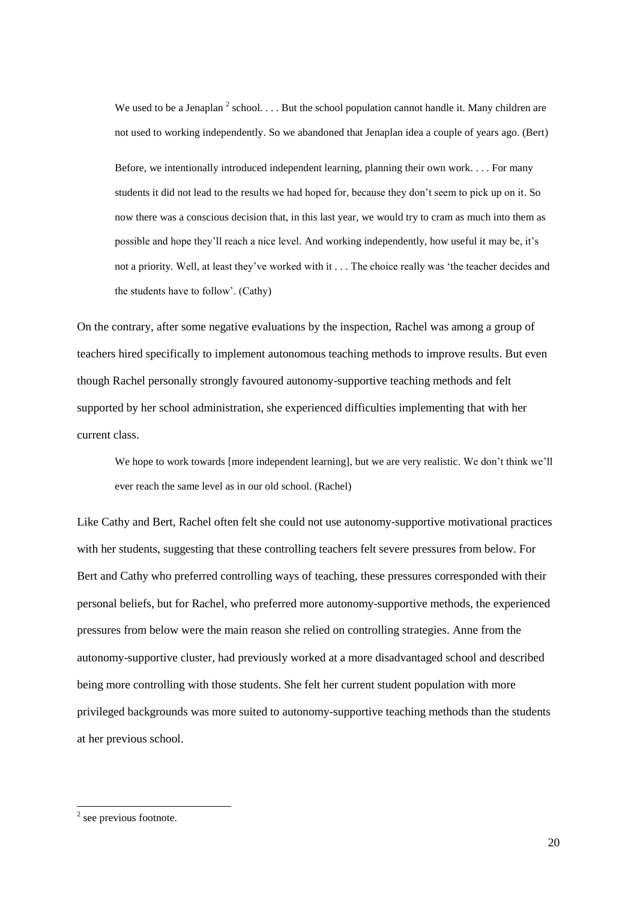> We used to be a Jenaplan [2] school. . . . But the school population cannot handle it. Many children are not used to working independently. So we abandoned that Jenaplan idea a couple of years ago. (Bert)

> Before, we intentionally introduced independent learning, planning their own work. . . . For many students it did not lead to the results we had hoped for, because they don't seem to pick up on it. So now there was a conscious decision that, in this last year, we would try to cram as much into them as possible and hope they'll reach a nice level. And working independently, how useful it may be, it's not a priority. Well, at least they've worked with it . . . The choice really was 'the teacher decides and the students have to follow'. (Cathy)

On the contrary, after some negative evaluations by the inspection, Rachel was among a group of teachers hired specifically to implement autonomous teaching methods to improve results. But even though Rachel personally strongly favoured autonomy-supportive teaching methods and felt supported by her school administration, she experienced difficulties implementing that with her current class.

> We hope to work towards [more independent learning], but we are very realistic. We don't think we'll ever reach the same level as in our old school. (Rachel)

Like Cathy and Bert, Rachel often felt she could not use autonomy-supportive motivational practices with her students, suggesting that these controlling teachers felt severe pressures from below. For Bert and Cathy who preferred controlling ways of teaching, these pressures corresponded with their personal beliefs, but for Rachel, who preferred more autonomy-supportive methods, the experienced pressures from below were the main reason she relied on controlling strategies. Anne from the autonomy-supportive cluster, had previously worked at a more disadvantaged school and described being more controlling with those students. She felt her current student population with more privileged backgrounds was more suited to autonomy-supportive teaching methods than the students at her previous school.

---

[2] see previous footnote.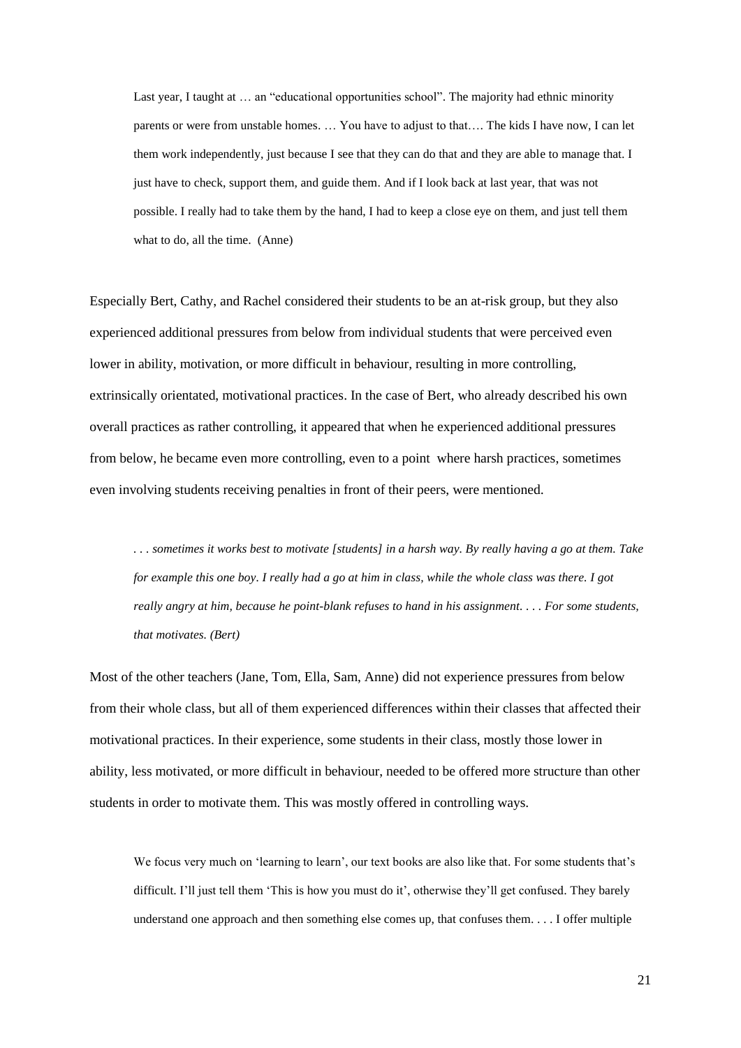> Last year, I taught at … an "educational opportunities school". The majority had ethnic minority parents or were from unstable homes. … You have to adjust to that…. The kids I have now, I can let them work independently, just because I see that they can do that and they are able to manage that. I just have to check, support them, and guide them. And if I look back at last year, that was not possible. I really had to take them by the hand, I had to keep a close eye on them, and just tell them what to do, all the time. (Anne)

Especially Bert, Cathy, and Rachel considered their students to be an at-risk group, but they also experienced additional pressures from below from individual students that were perceived even lower in ability, motivation, or more difficult in behaviour, resulting in more controlling, extrinsically orientated, motivational practices. In the case of Bert, who already described his own overall practices as rather controlling, it appeared that when he experienced additional pressures from below, he became even more controlling, even to a point where harsh practices, sometimes even involving students receiving penalties in front of their peers, were mentioned.

> *. . . sometimes it works best to motivate [students] in a harsh way. By really having a go at them. Take for example this one boy. I really had a go at him in class, while the whole class was there. I got really angry at him, because he point-blank refuses to hand in his assignment. . . . For some students, that motivates. (Bert)*

Most of the other teachers (Jane, Tom, Ella, Sam, Anne) did not experience pressures from below from their whole class, but all of them experienced differences within their classes that affected their motivational practices. In their experience, some students in their class, mostly those lower in ability, less motivated, or more difficult in behaviour, needed to be offered more structure than other students in order to motivate them. This was mostly offered in controlling ways.

> We focus very much on 'learning to learn', our text books are also like that. For some students that's difficult. I'll just tell them 'This is how you must do it', otherwise they'll get confused. They barely understand one approach and then something else comes up, that confuses them. . . . I offer multiple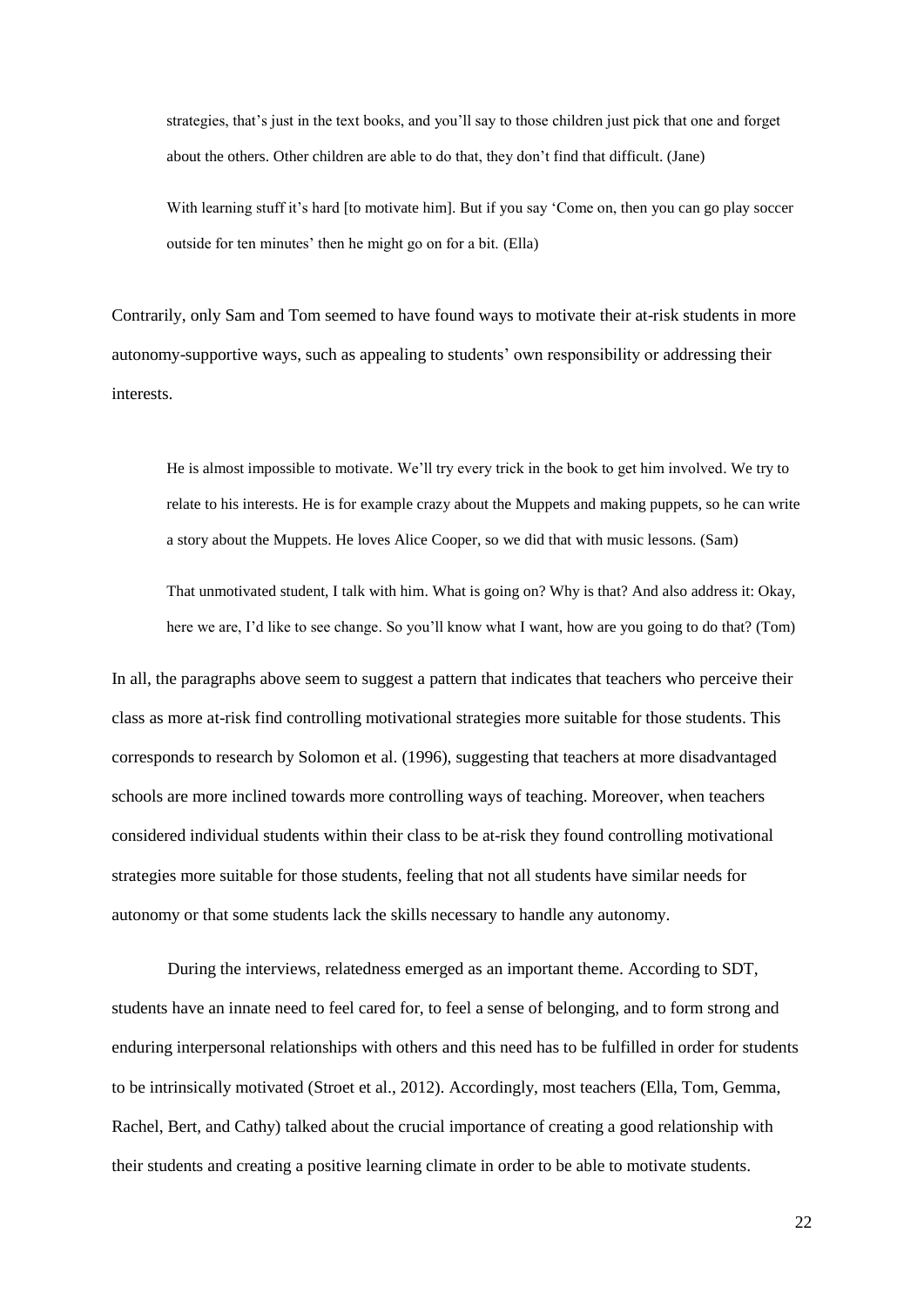> strategies, that's just in the text books, and you'll say to those children just pick that one and forget about the others. Other children are able to do that, they don't find that difficult. (Jane)
>
> With learning stuff it's hard [to motivate him]. But if you say 'Come on, then you can go play soccer outside for ten minutes' then he might go on for a bit. (Ella)

Contrarily, only Sam and Tom seemed to have found ways to motivate their at-risk students in more autonomy-supportive ways, such as appealing to students' own responsibility or addressing their interests.

> He is almost impossible to motivate. We'll try every trick in the book to get him involved. We try to relate to his interests. He is for example crazy about the Muppets and making puppets, so he can write a story about the Muppets. He loves Alice Cooper, so we did that with music lessons. (Sam)
>
> That unmotivated student, I talk with him. What is going on? Why is that? And also address it: Okay, here we are, I'd like to see change. So you'll know what I want, how are you going to do that? (Tom)

In all, the paragraphs above seem to suggest a pattern that indicates that teachers who perceive their class as more at-risk find controlling motivational strategies more suitable for those students. This corresponds to research by Solomon et al. (1996), suggesting that teachers at more disadvantaged schools are more inclined towards more controlling ways of teaching. Moreover, when teachers considered individual students within their class to be at-risk they found controlling motivational strategies more suitable for those students, feeling that not all students have similar needs for autonomy or that some students lack the skills necessary to handle any autonomy.

During the interviews, relatedness emerged as an important theme. According to SDT, students have an innate need to feel cared for, to feel a sense of belonging, and to form strong and enduring interpersonal relationships with others and this need has to be fulfilled in order for students to be intrinsically motivated (Stroet et al., 2012). Accordingly, most teachers (Ella, Tom, Gemma, Rachel, Bert, and Cathy) talked about the crucial importance of creating a good relationship with their students and creating a positive learning climate in order to be able to motivate students.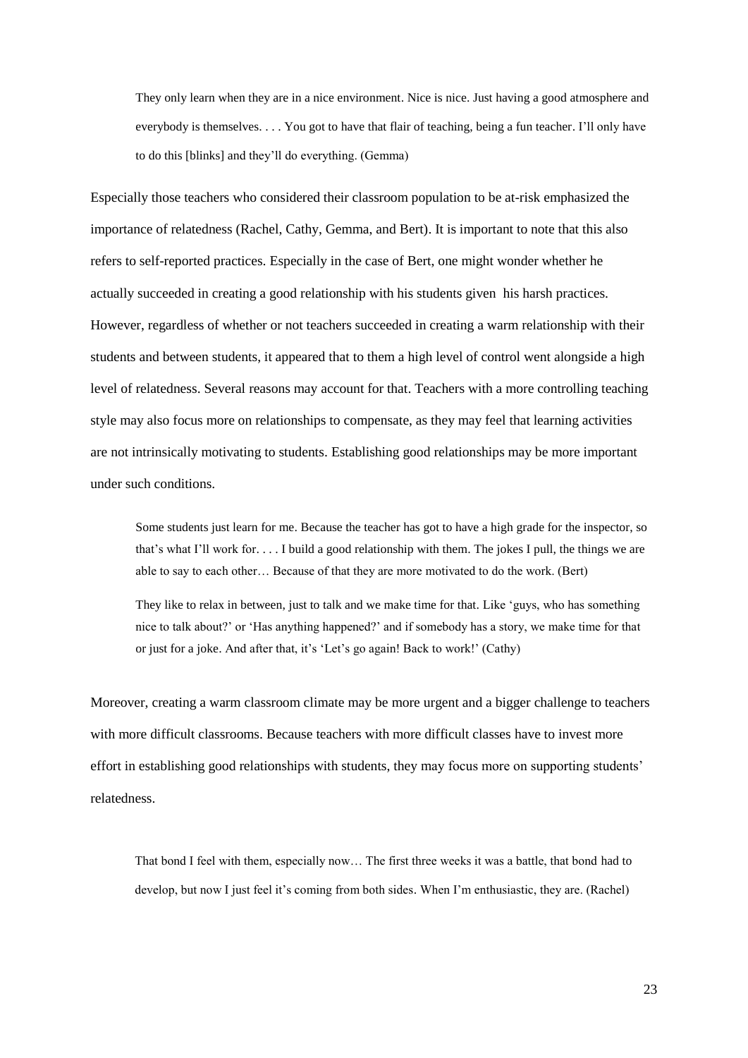> They only learn when they are in a nice environment. Nice is nice. Just having a good atmosphere and everybody is themselves. . . . You got to have that flair of teaching, being a fun teacher. I'll only have to do this [blinks] and they'll do everything. (Gemma)

Especially those teachers who considered their classroom population to be at-risk emphasized the importance of relatedness (Rachel, Cathy, Gemma, and Bert). It is important to note that this also refers to self-reported practices. Especially in the case of Bert, one might wonder whether he actually succeeded in creating a good relationship with his students given his harsh practices. However, regardless of whether or not teachers succeeded in creating a warm relationship with their students and between students, it appeared that to them a high level of control went alongside a high level of relatedness. Several reasons may account for that. Teachers with a more controlling teaching style may also focus more on relationships to compensate, as they may feel that learning activities are not intrinsically motivating to students. Establishing good relationships may be more important under such conditions.

> Some students just learn for me. Because the teacher has got to have a high grade for the inspector, so that's what I'll work for. . . . I build a good relationship with them. The jokes I pull, the things we are able to say to each other… Because of that they are more motivated to do the work. (Bert)

> They like to relax in between, just to talk and we make time for that. Like 'guys, who has something nice to talk about?' or 'Has anything happened?' and if somebody has a story, we make time for that or just for a joke. And after that, it's 'Let's go again! Back to work!' (Cathy)

Moreover, creating a warm classroom climate may be more urgent and a bigger challenge to teachers with more difficult classrooms. Because teachers with more difficult classes have to invest more effort in establishing good relationships with students, they may focus more on supporting students' relatedness.

> That bond I feel with them, especially now… The first three weeks it was a battle, that bond had to develop, but now I just feel it's coming from both sides. When I'm enthusiastic, they are. (Rachel)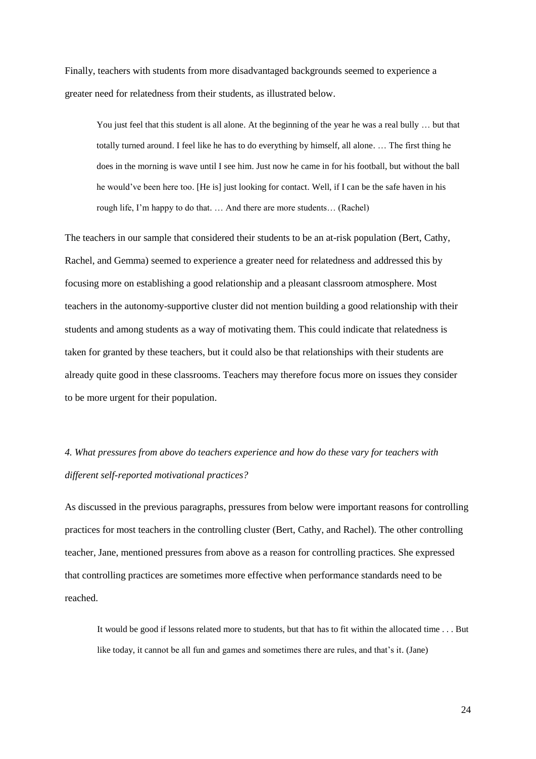Finally, teachers with students from more disadvantaged backgrounds seemed to experience a greater need for relatedness from their students, as illustrated below.

> You just feel that this student is all alone. At the beginning of the year he was a real bully … but that totally turned around. I feel like he has to do everything by himself, all alone. … The first thing he does in the morning is wave until I see him. Just now he came in for his football, but without the ball he would've been here too. [He is] just looking for contact. Well, if I can be the safe haven in his rough life, I'm happy to do that. … And there are more students… (Rachel)

The teachers in our sample that considered their students to be an at-risk population (Bert, Cathy, Rachel, and Gemma) seemed to experience a greater need for relatedness and addressed this by focusing more on establishing a good relationship and a pleasant classroom atmosphere. Most teachers in the autonomy-supportive cluster did not mention building a good relationship with their students and among students as a way of motivating them. This could indicate that relatedness is taken for granted by these teachers, but it could also be that relationships with their students are already quite good in these classrooms. Teachers may therefore focus more on issues they consider to be more urgent for their population.

*4. What pressures from above do teachers experience and how do these vary for teachers with different self-reported motivational practices?*

As discussed in the previous paragraphs, pressures from below were important reasons for controlling practices for most teachers in the controlling cluster (Bert, Cathy, and Rachel). The other controlling teacher, Jane, mentioned pressures from above as a reason for controlling practices. She expressed that controlling practices are sometimes more effective when performance standards need to be reached.

> It would be good if lessons related more to students, but that has to fit within the allocated time . . . But like today, it cannot be all fun and games and sometimes there are rules, and that's it. (Jane)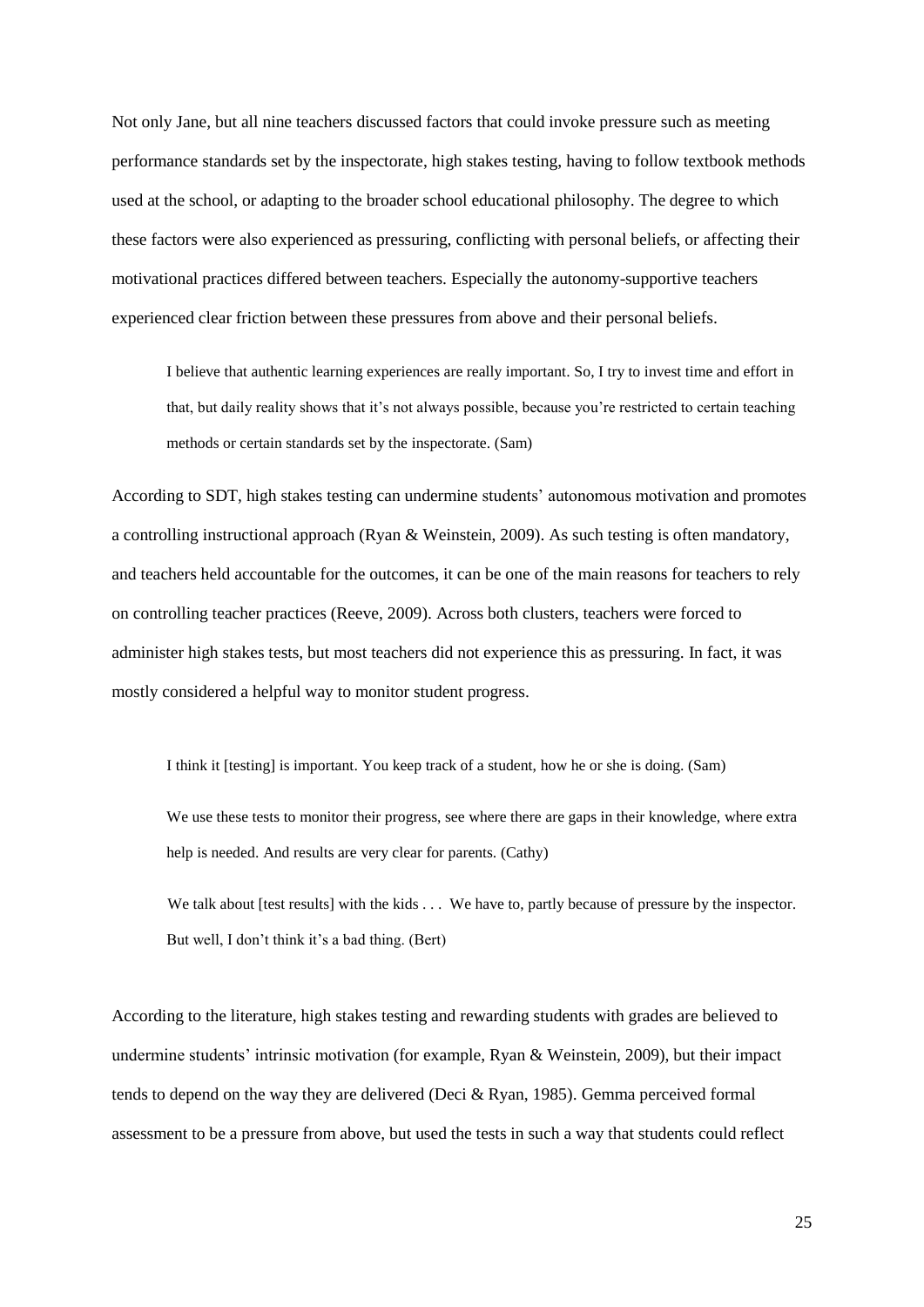Not only Jane, but all nine teachers discussed factors that could invoke pressure such as meeting performance standards set by the inspectorate, high stakes testing, having to follow textbook methods used at the school, or adapting to the broader school educational philosophy. The degree to which these factors were also experienced as pressuring, conflicting with personal beliefs, or affecting their motivational practices differed between teachers. Especially the autonomy-supportive teachers experienced clear friction between these pressures from above and their personal beliefs.

> I believe that authentic learning experiences are really important. So, I try to invest time and effort in that, but daily reality shows that it's not always possible, because you're restricted to certain teaching methods or certain standards set by the inspectorate. (Sam)

According to SDT, high stakes testing can undermine students' autonomous motivation and promotes a controlling instructional approach (Ryan & Weinstein, 2009). As such testing is often mandatory, and teachers held accountable for the outcomes, it can be one of the main reasons for teachers to rely on controlling teacher practices (Reeve, 2009). Across both clusters, teachers were forced to administer high stakes tests, but most teachers did not experience this as pressuring. In fact, it was mostly considered a helpful way to monitor student progress.

> I think it [testing] is important. You keep track of a student, how he or she is doing. (Sam)

> We use these tests to monitor their progress, see where there are gaps in their knowledge, where extra help is needed. And results are very clear for parents. (Cathy)

> We talk about [test results] with the kids . . . We have to, partly because of pressure by the inspector. But well, I don't think it's a bad thing. (Bert)

According to the literature, high stakes testing and rewarding students with grades are believed to undermine students' intrinsic motivation (for example, Ryan & Weinstein, 2009), but their impact tends to depend on the way they are delivered (Deci & Ryan, 1985). Gemma perceived formal assessment to be a pressure from above, but used the tests in such a way that students could reflect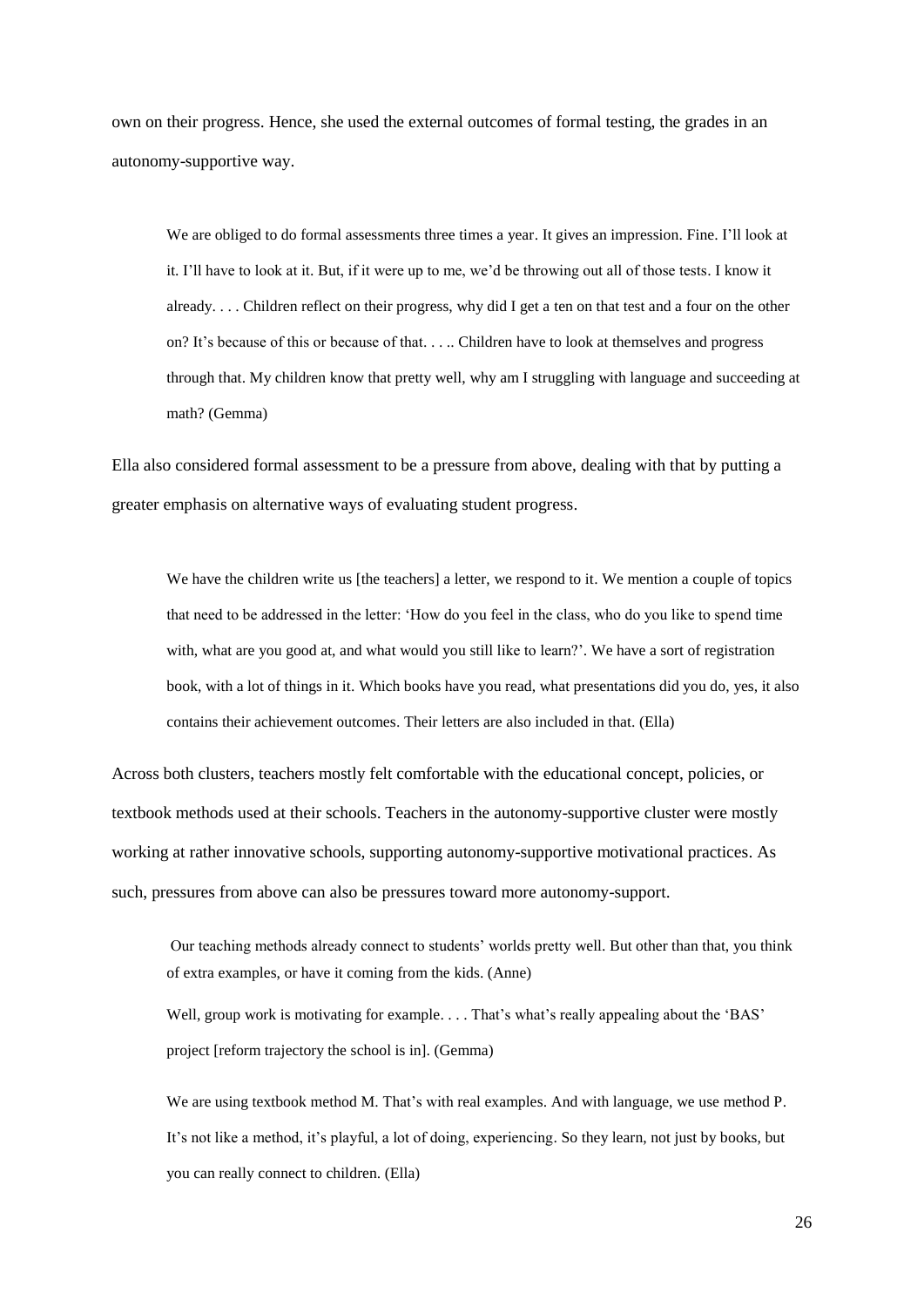own on their progress. Hence, she used the external outcomes of formal testing, the grades in an autonomy-supportive way.

> We are obliged to do formal assessments three times a year. It gives an impression. Fine. I'll look at it. I'll have to look at it. But, if it were up to me, we'd be throwing out all of those tests. I know it already. . . . Children reflect on their progress, why did I get a ten on that test and a four on the other on? It's because of this or because of that. . . .. Children have to look at themselves and progress through that. My children know that pretty well, why am I struggling with language and succeeding at math? (Gemma)

Ella also considered formal assessment to be a pressure from above, dealing with that by putting a greater emphasis on alternative ways of evaluating student progress.

> We have the children write us [the teachers] a letter, we respond to it. We mention a couple of topics that need to be addressed in the letter: 'How do you feel in the class, who do you like to spend time with, what are you good at, and what would you still like to learn?'. We have a sort of registration book, with a lot of things in it. Which books have you read, what presentations did you do, yes, it also contains their achievement outcomes. Their letters are also included in that. (Ella)

Across both clusters, teachers mostly felt comfortable with the educational concept, policies, or textbook methods used at their schools. Teachers in the autonomy-supportive cluster were mostly working at rather innovative schools, supporting autonomy-supportive motivational practices. As such, pressures from above can also be pressures toward more autonomy-support.

> Our teaching methods already connect to students' worlds pretty well. But other than that, you think of extra examples, or have it coming from the kids. (Anne)

> Well, group work is motivating for example. . . . That's what's really appealing about the 'BAS' project [reform trajectory the school is in]. (Gemma)

> We are using textbook method M. That's with real examples. And with language, we use method P. It's not like a method, it's playful, a lot of doing, experiencing. So they learn, not just by books, but you can really connect to children. (Ella)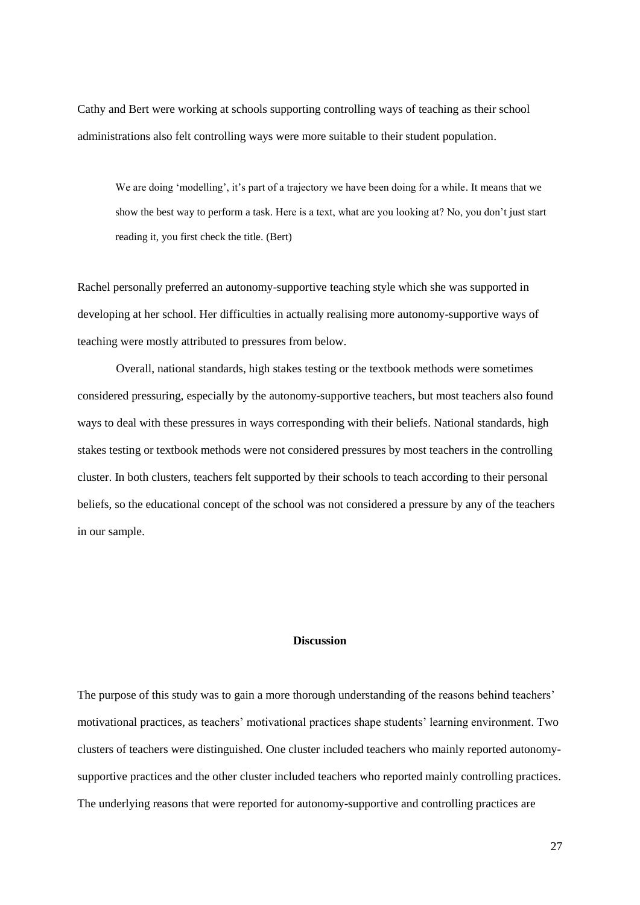Cathy and Bert were working at schools supporting controlling ways of teaching as their school administrations also felt controlling ways were more suitable to their student population.

> We are doing 'modelling', it's part of a trajectory we have been doing for a while. It means that we show the best way to perform a task. Here is a text, what are you looking at? No, you don't just start reading it, you first check the title. (Bert)

Rachel personally preferred an autonomy-supportive teaching style which she was supported in developing at her school. Her difficulties in actually realising more autonomy-supportive ways of teaching were mostly attributed to pressures from below.

Overall, national standards, high stakes testing or the textbook methods were sometimes considered pressuring, especially by the autonomy-supportive teachers, but most teachers also found ways to deal with these pressures in ways corresponding with their beliefs. National standards, high stakes testing or textbook methods were not considered pressures by most teachers in the controlling cluster. In both clusters, teachers felt supported by their schools to teach according to their personal beliefs, so the educational concept of the school was not considered a pressure by any of the teachers in our sample.

## Discussion

The purpose of this study was to gain a more thorough understanding of the reasons behind teachers' motivational practices, as teachers' motivational practices shape students' learning environment. Two clusters of teachers were distinguished. One cluster included teachers who mainly reported autonomy-supportive practices and the other cluster included teachers who reported mainly controlling practices. The underlying reasons that were reported for autonomy-supportive and controlling practices are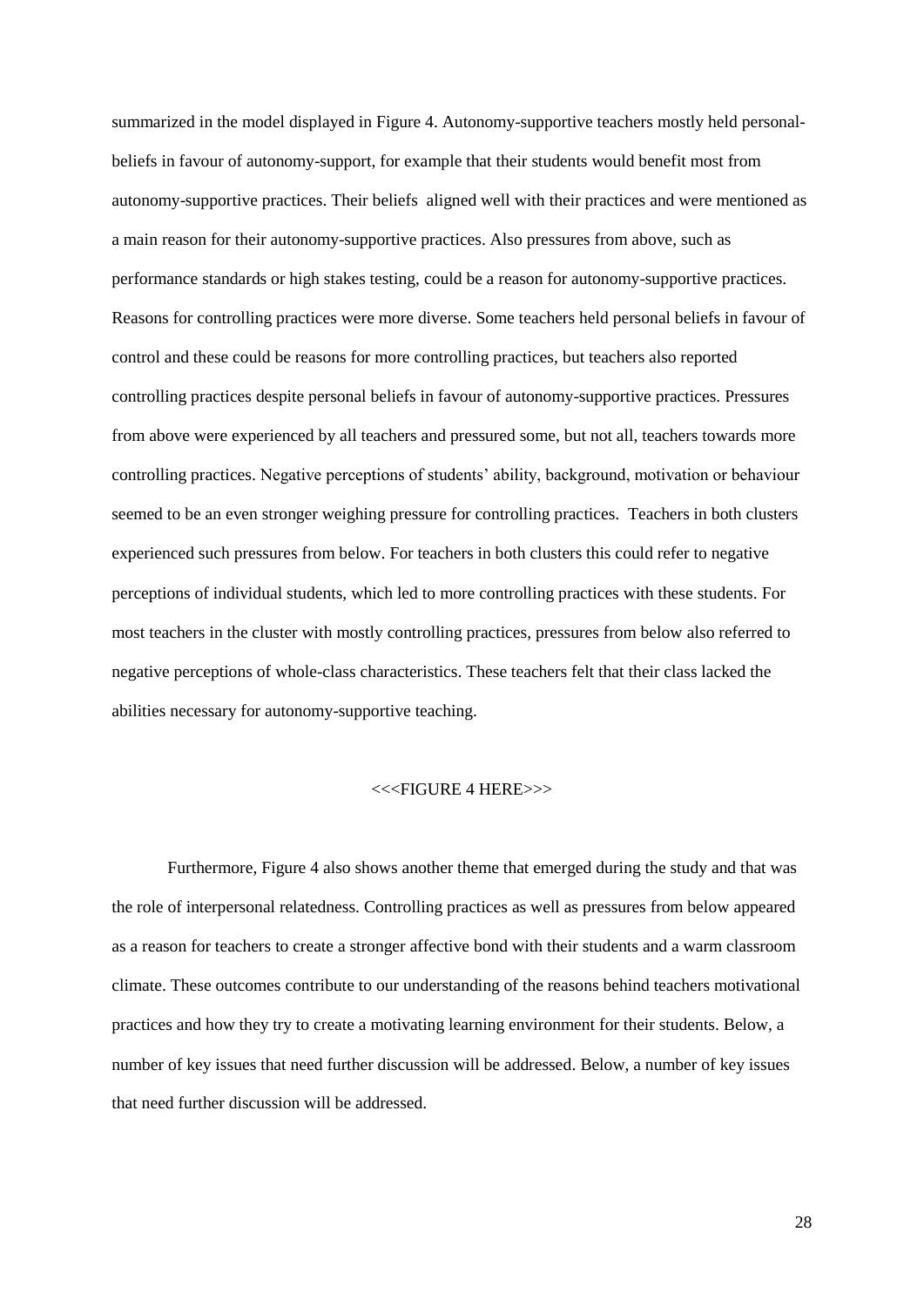summarized in the model displayed in Figure 4. Autonomy-supportive teachers mostly held personal-beliefs in favour of autonomy-support, for example that their students would benefit most from autonomy-supportive practices. Their beliefs aligned well with their practices and were mentioned as a main reason for their autonomy-supportive practices. Also pressures from above, such as performance standards or high stakes testing, could be a reason for autonomy-supportive practices. Reasons for controlling practices were more diverse. Some teachers held personal beliefs in favour of control and these could be reasons for more controlling practices, but teachers also reported controlling practices despite personal beliefs in favour of autonomy-supportive practices. Pressures from above were experienced by all teachers and pressured some, but not all, teachers towards more controlling practices. Negative perceptions of students' ability, background, motivation or behaviour seemed to be an even stronger weighing pressure for controlling practices. Teachers in both clusters experienced such pressures from below. For teachers in both clusters this could refer to negative perceptions of individual students, which led to more controlling practices with these students. For most teachers in the cluster with mostly controlling practices, pressures from below also referred to negative perceptions of whole-class characteristics. These teachers felt that their class lacked the abilities necessary for autonomy-supportive teaching.

<<<FIGURE 4 HERE>>>

Furthermore, Figure 4 also shows another theme that emerged during the study and that was the role of interpersonal relatedness. Controlling practices as well as pressures from below appeared as a reason for teachers to create a stronger affective bond with their students and a warm classroom climate. These outcomes contribute to our understanding of the reasons behind teachers motivational practices and how they try to create a motivating learning environment for their students. Below, a number of key issues that need further discussion will be addressed. Below, a number of key issues that need further discussion will be addressed.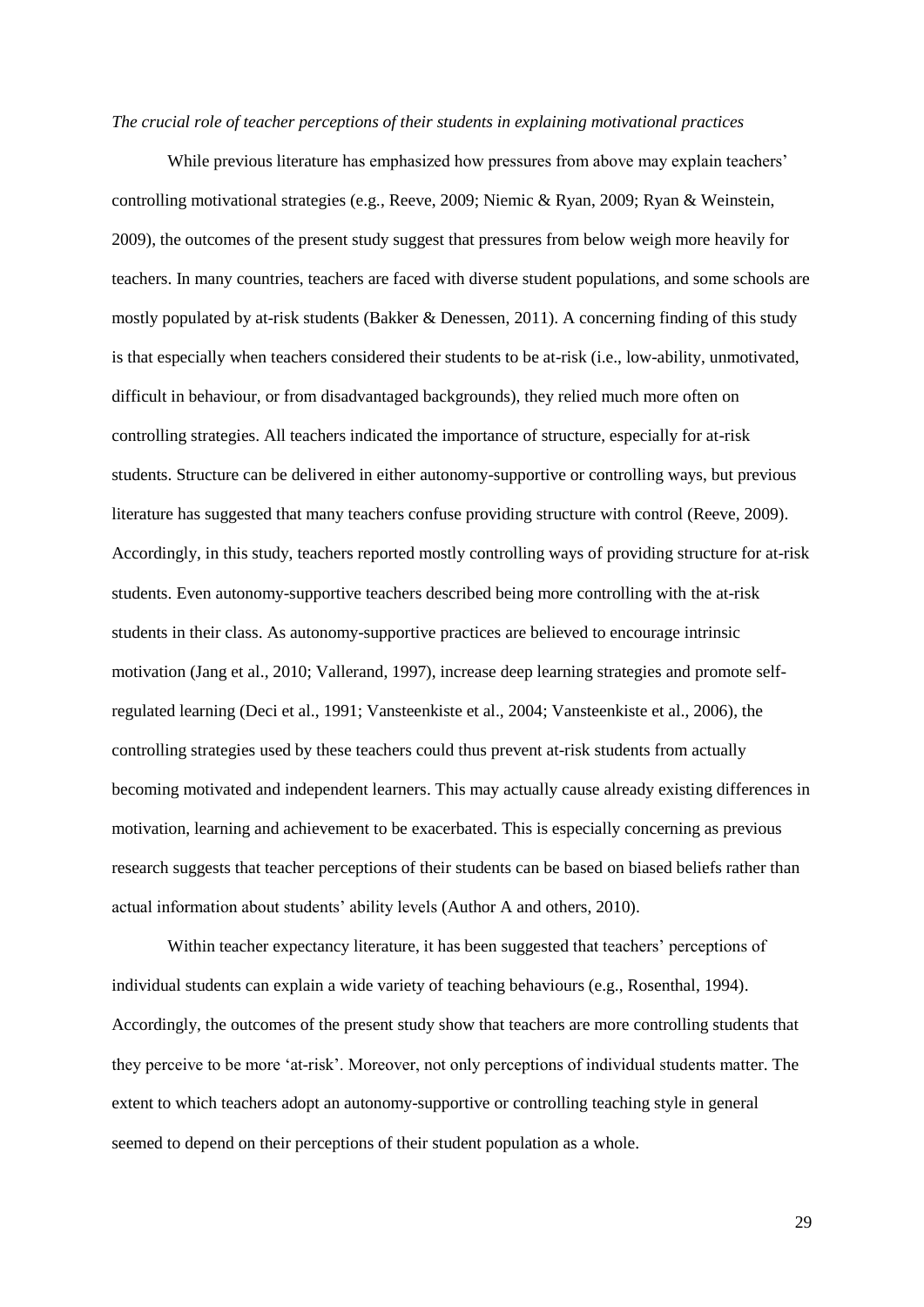*The crucial role of teacher perceptions of their students in explaining motivational practices*

While previous literature has emphasized how pressures from above may explain teachers' controlling motivational strategies (e.g., Reeve, 2009; Niemic & Ryan, 2009; Ryan & Weinstein, 2009), the outcomes of the present study suggest that pressures from below weigh more heavily for teachers. In many countries, teachers are faced with diverse student populations, and some schools are mostly populated by at-risk students (Bakker & Denessen, 2011). A concerning finding of this study is that especially when teachers considered their students to be at-risk (i.e., low-ability, unmotivated, difficult in behaviour, or from disadvantaged backgrounds), they relied much more often on controlling strategies. All teachers indicated the importance of structure, especially for at-risk students. Structure can be delivered in either autonomy-supportive or controlling ways, but previous literature has suggested that many teachers confuse providing structure with control (Reeve, 2009). Accordingly, in this study, teachers reported mostly controlling ways of providing structure for at-risk students. Even autonomy-supportive teachers described being more controlling with the at-risk students in their class. As autonomy-supportive practices are believed to encourage intrinsic motivation (Jang et al., 2010; Vallerand, 1997), increase deep learning strategies and promote self-regulated learning (Deci et al., 1991; Vansteenkiste et al., 2004; Vansteenkiste et al., 2006), the controlling strategies used by these teachers could thus prevent at-risk students from actually becoming motivated and independent learners. This may actually cause already existing differences in motivation, learning and achievement to be exacerbated. This is especially concerning as previous research suggests that teacher perceptions of their students can be based on biased beliefs rather than actual information about students' ability levels (Author A and others, 2010).

Within teacher expectancy literature, it has been suggested that teachers' perceptions of individual students can explain a wide variety of teaching behaviours (e.g., Rosenthal, 1994). Accordingly, the outcomes of the present study show that teachers are more controlling students that they perceive to be more 'at-risk'. Moreover, not only perceptions of individual students matter. The extent to which teachers adopt an autonomy-supportive or controlling teaching style in general seemed to depend on their perceptions of their student population as a whole.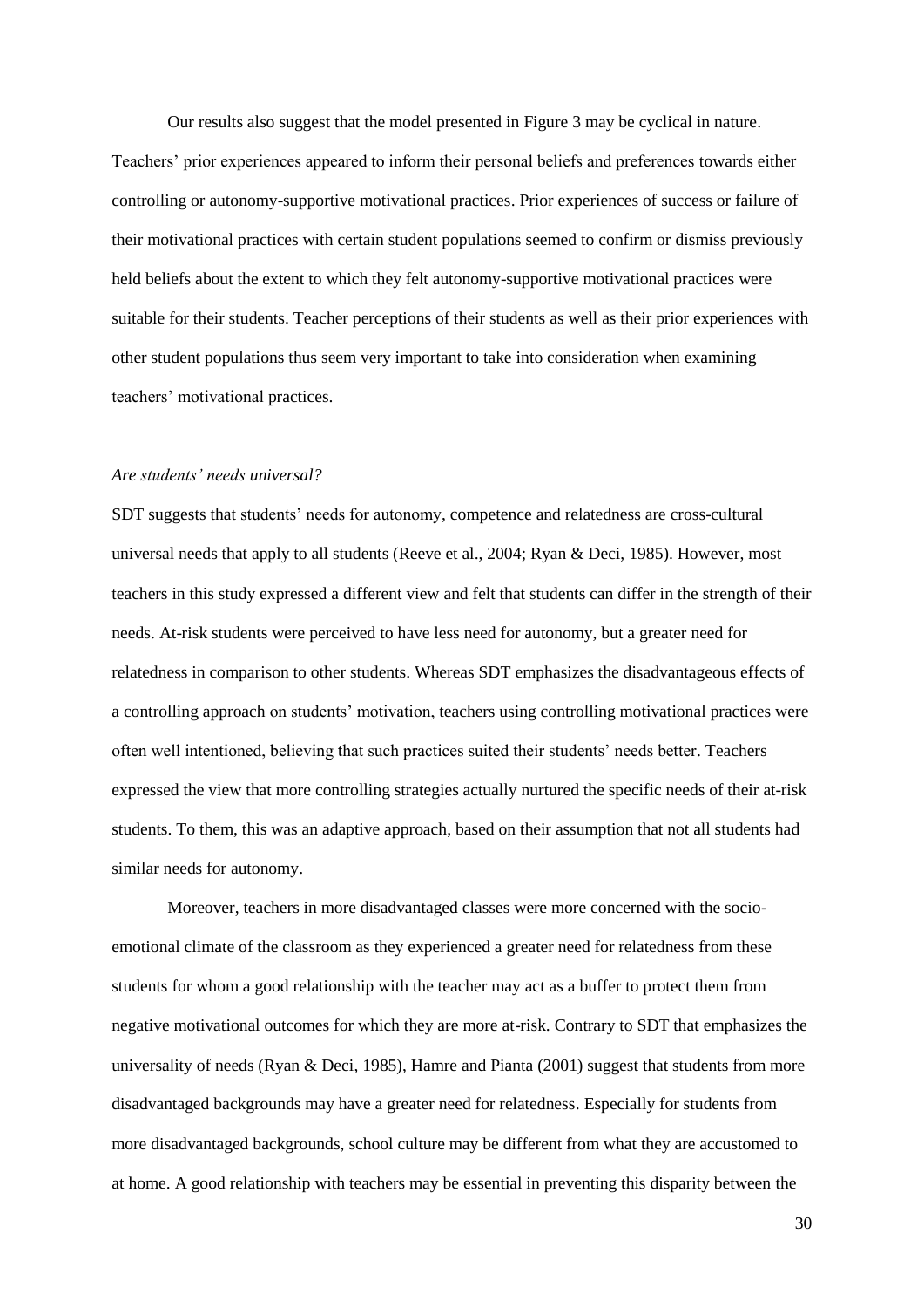Our results also suggest that the model presented in Figure 3 may be cyclical in nature. Teachers' prior experiences appeared to inform their personal beliefs and preferences towards either controlling or autonomy-supportive motivational practices. Prior experiences of success or failure of their motivational practices with certain student populations seemed to confirm or dismiss previously held beliefs about the extent to which they felt autonomy-supportive motivational practices were suitable for their students. Teacher perceptions of their students as well as their prior experiences with other student populations thus seem very important to take into consideration when examining teachers' motivational practices.

### *Are students' needs universal?*

SDT suggests that students' needs for autonomy, competence and relatedness are cross-cultural universal needs that apply to all students (Reeve et al., 2004; Ryan & Deci, 1985). However, most teachers in this study expressed a different view and felt that students can differ in the strength of their needs. At-risk students were perceived to have less need for autonomy, but a greater need for relatedness in comparison to other students. Whereas SDT emphasizes the disadvantageous effects of a controlling approach on students' motivation, teachers using controlling motivational practices were often well intentioned, believing that such practices suited their students' needs better. Teachers expressed the view that more controlling strategies actually nurtured the specific needs of their at-risk students. To them, this was an adaptive approach, based on their assumption that not all students had similar needs for autonomy.

Moreover, teachers in more disadvantaged classes were more concerned with the socio-emotional climate of the classroom as they experienced a greater need for relatedness from these students for whom a good relationship with the teacher may act as a buffer to protect them from negative motivational outcomes for which they are more at-risk. Contrary to SDT that emphasizes the universality of needs (Ryan & Deci, 1985), Hamre and Pianta (2001) suggest that students from more disadvantaged backgrounds may have a greater need for relatedness. Especially for students from more disadvantaged backgrounds, school culture may be different from what they are accustomed to at home. A good relationship with teachers may be essential in preventing this disparity between the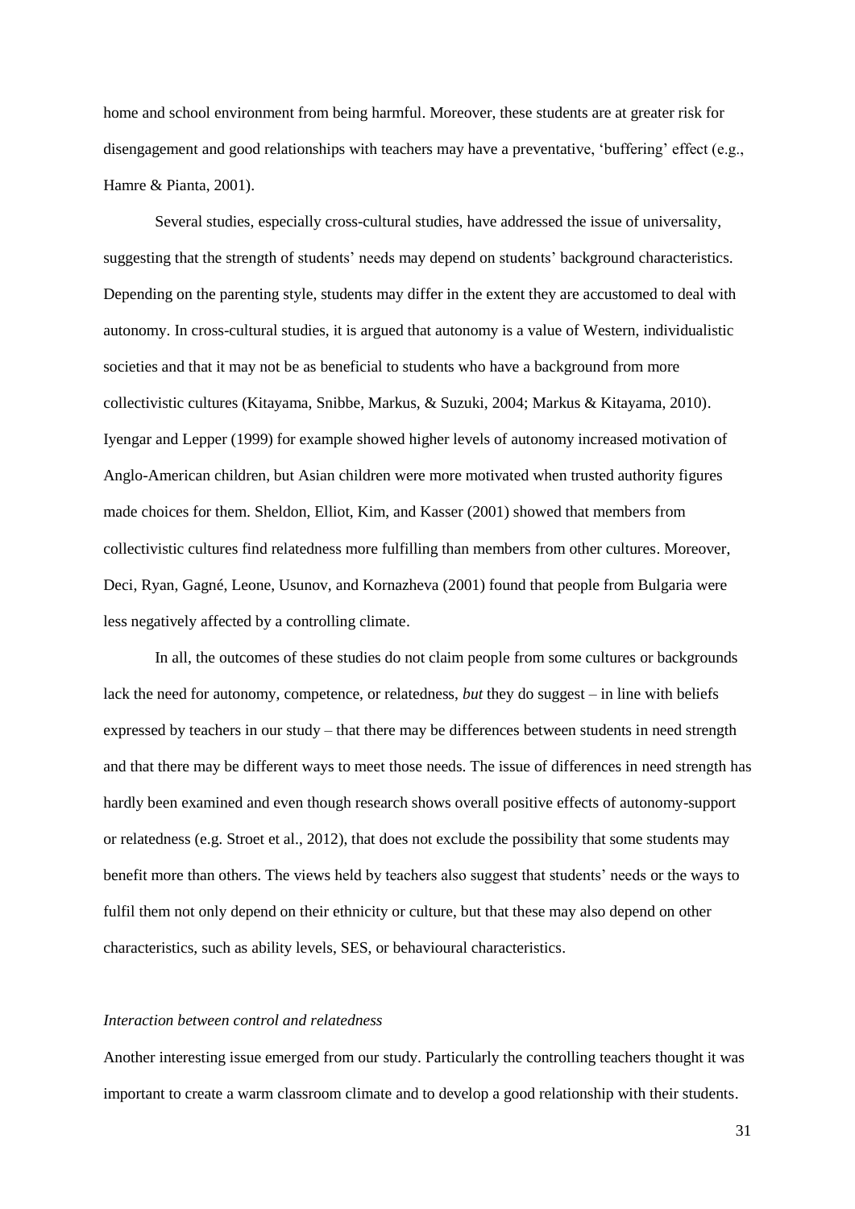home and school environment from being harmful. Moreover, these students are at greater risk for disengagement and good relationships with teachers may have a preventative, 'buffering' effect (e.g., Hamre & Pianta, 2001).

Several studies, especially cross-cultural studies, have addressed the issue of universality, suggesting that the strength of students' needs may depend on students' background characteristics. Depending on the parenting style, students may differ in the extent they are accustomed to deal with autonomy. In cross-cultural studies, it is argued that autonomy is a value of Western, individualistic societies and that it may not be as beneficial to students who have a background from more collectivistic cultures (Kitayama, Snibbe, Markus, & Suzuki, 2004; Markus & Kitayama, 2010). Iyengar and Lepper (1999) for example showed higher levels of autonomy increased motivation of Anglo-American children, but Asian children were more motivated when trusted authority figures made choices for them. Sheldon, Elliot, Kim, and Kasser (2001) showed that members from collectivistic cultures find relatedness more fulfilling than members from other cultures. Moreover, Deci, Ryan, Gagné, Leone, Usunov, and Kornazheva (2001) found that people from Bulgaria were less negatively affected by a controlling climate.

In all, the outcomes of these studies do not claim people from some cultures or backgrounds lack the need for autonomy, competence, or relatedness, *but* they do suggest – in line with beliefs expressed by teachers in our study – that there may be differences between students in need strength and that there may be different ways to meet those needs. The issue of differences in need strength has hardly been examined and even though research shows overall positive effects of autonomy-support or relatedness (e.g. Stroet et al., 2012), that does not exclude the possibility that some students may benefit more than others. The views held by teachers also suggest that students' needs or the ways to fulfil them not only depend on their ethnicity or culture, but that these may also depend on other characteristics, such as ability levels, SES, or behavioural characteristics.

*Interaction between control and relatedness*

Another interesting issue emerged from our study. Particularly the controlling teachers thought it was important to create a warm classroom climate and to develop a good relationship with their students.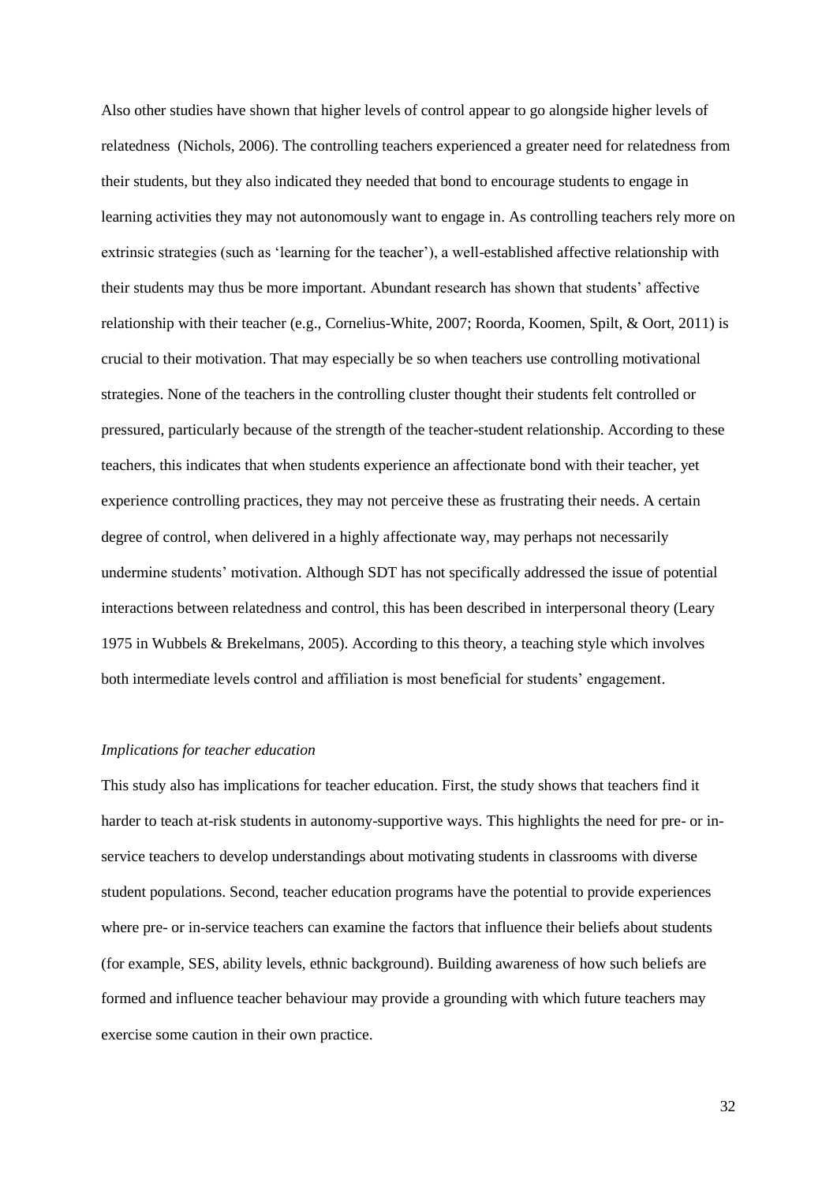Also other studies have shown that higher levels of control appear to go alongside higher levels of relatedness  (Nichols, 2006). The controlling teachers experienced a greater need for relatedness from their students, but they also indicated they needed that bond to encourage students to engage in learning activities they may not autonomously want to engage in. As controlling teachers rely more on extrinsic strategies (such as 'learning for the teacher'), a well-established affective relationship with their students may thus be more important. Abundant research has shown that students' affective relationship with their teacher (e.g., Cornelius-White, 2007; Roorda, Koomen, Spilt, & Oort, 2011) is crucial to their motivation. That may especially be so when teachers use controlling motivational strategies. None of the teachers in the controlling cluster thought their students felt controlled or pressured, particularly because of the strength of the teacher-student relationship. According to these teachers, this indicates that when students experience an affectionate bond with their teacher, yet experience controlling practices, they may not perceive these as frustrating their needs. A certain degree of control, when delivered in a highly affectionate way, may perhaps not necessarily undermine students' motivation. Although SDT has not specifically addressed the issue of potential interactions between relatedness and control, this has been described in interpersonal theory (Leary 1975 in Wubbels & Brekelmans, 2005). According to this theory, a teaching style which involves both intermediate levels control and affiliation is most beneficial for students' engagement.

*Implications for teacher education*

This study also has implications for teacher education. First, the study shows that teachers find it harder to teach at-risk students in autonomy-supportive ways. This highlights the need for pre- or in-service teachers to develop understandings about motivating students in classrooms with diverse student populations. Second, teacher education programs have the potential to provide experiences where pre- or in-service teachers can examine the factors that influence their beliefs about students (for example, SES, ability levels, ethnic background). Building awareness of how such beliefs are formed and influence teacher behaviour may provide a grounding with which future teachers may exercise some caution in their own practice.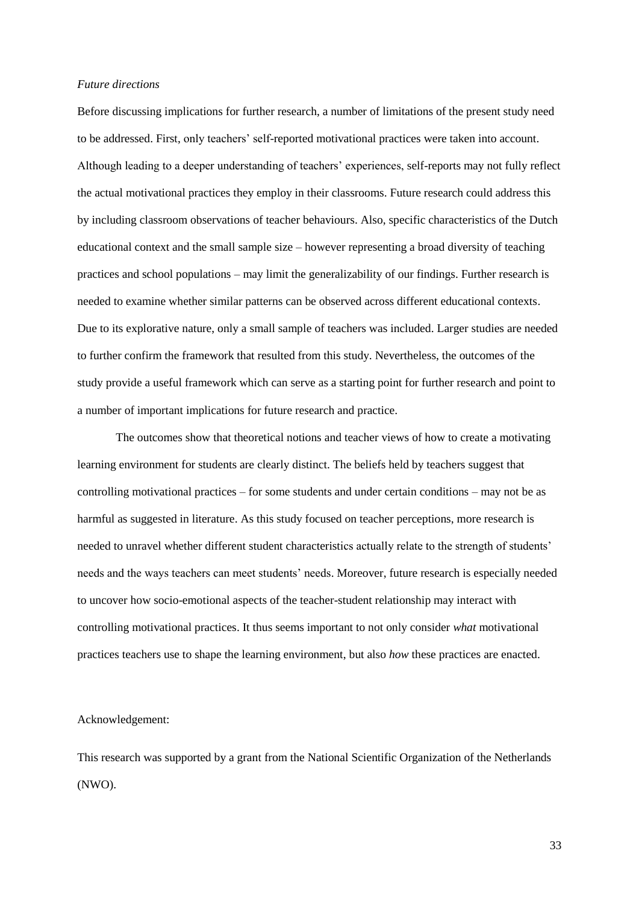*Future directions*

Before discussing implications for further research, a number of limitations of the present study need to be addressed. First, only teachers' self-reported motivational practices were taken into account. Although leading to a deeper understanding of teachers' experiences, self-reports may not fully reflect the actual motivational practices they employ in their classrooms. Future research could address this by including classroom observations of teacher behaviours. Also, specific characteristics of the Dutch educational context and the small sample size – however representing a broad diversity of teaching practices and school populations – may limit the generalizability of our findings. Further research is needed to examine whether similar patterns can be observed across different educational contexts. Due to its explorative nature, only a small sample of teachers was included. Larger studies are needed to further confirm the framework that resulted from this study. Nevertheless, the outcomes of the study provide a useful framework which can serve as a starting point for further research and point to a number of important implications for future research and practice.

The outcomes show that theoretical notions and teacher views of how to create a motivating learning environment for students are clearly distinct. The beliefs held by teachers suggest that controlling motivational practices – for some students and under certain conditions – may not be as harmful as suggested in literature. As this study focused on teacher perceptions, more research is needed to unravel whether different student characteristics actually relate to the strength of students' needs and the ways teachers can meet students' needs. Moreover, future research is especially needed to uncover how socio-emotional aspects of the teacher-student relationship may interact with controlling motivational practices. It thus seems important to not only consider *what* motivational practices teachers use to shape the learning environment, but also *how* these practices are enacted.

Acknowledgement:

This research was supported by a grant from the National Scientific Organization of the Netherlands (NWO).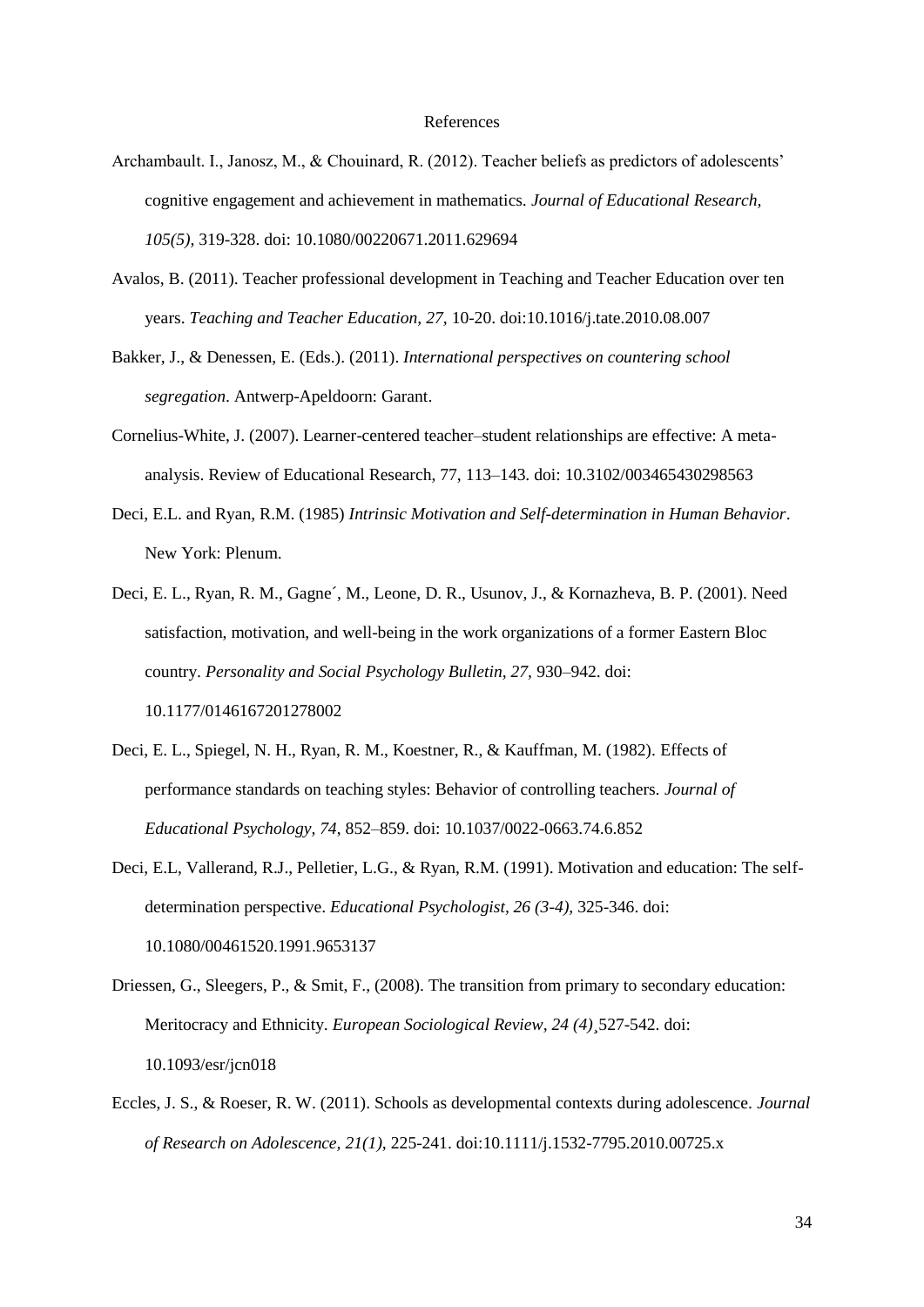# References

Archambault. I., Janosz, M., & Chouinard, R. (2012). Teacher beliefs as predictors of adolescents' cognitive engagement and achievement in mathematics. *Journal of Educational Research, 105(5),* 319-328. doi: 10.1080/00220671.2011.629694

Avalos, B. (2011). Teacher professional development in Teaching and Teacher Education over ten years. *Teaching and Teacher Education, 27,* 10-20. doi:10.1016/j.tate.2010.08.007

Bakker, J., & Denessen, E. (Eds.). (2011). *International perspectives on countering school segregation*. Antwerp-Apeldoorn: Garant.

Cornelius-White, J. (2007). Learner-centered teacher–student relationships are effective: A meta-analysis. Review of Educational Research, 77, 113–143. doi: 10.3102/003465430298563

Deci, E.L. and Ryan, R.M. (1985) *Intrinsic Motivation and Self-determination in Human Behavior*. New York: Plenum.

Deci, E. L., Ryan, R. M., Gagne´, M., Leone, D. R., Usunov, J., & Kornazheva, B. P. (2001). Need satisfaction, motivation, and well-being in the work organizations of a former Eastern Bloc country. *Personality and Social Psychology Bulletin, 27,* 930–942. doi: 10.1177/0146167201278002

Deci, E. L., Spiegel, N. H., Ryan, R. M., Koestner, R., & Kauffman, M. (1982). Effects of performance standards on teaching styles: Behavior of controlling teachers. *Journal of Educational Psychology, 74*, 852–859. doi: 10.1037/0022-0663.74.6.852

Deci, E.L, Vallerand, R.J., Pelletier, L.G., & Ryan, R.M. (1991). Motivation and education: The self-determination perspective. *Educational Psychologist, 26 (3-4),* 325-346. doi: 10.1080/00461520.1991.9653137

Driessen, G., Sleegers, P., & Smit, F., (2008). The transition from primary to secondary education: Meritocracy and Ethnicity. *European Sociological Review, 24 (4)*¸527-542. doi: 10.1093/esr/jcn018

Eccles, J. S., & Roeser, R. W. (2011). Schools as developmental contexts during adolescence. *Journal of Research on Adolescence, 21(1),* 225-241. doi:10.1111/j.1532-7795.2010.00725.x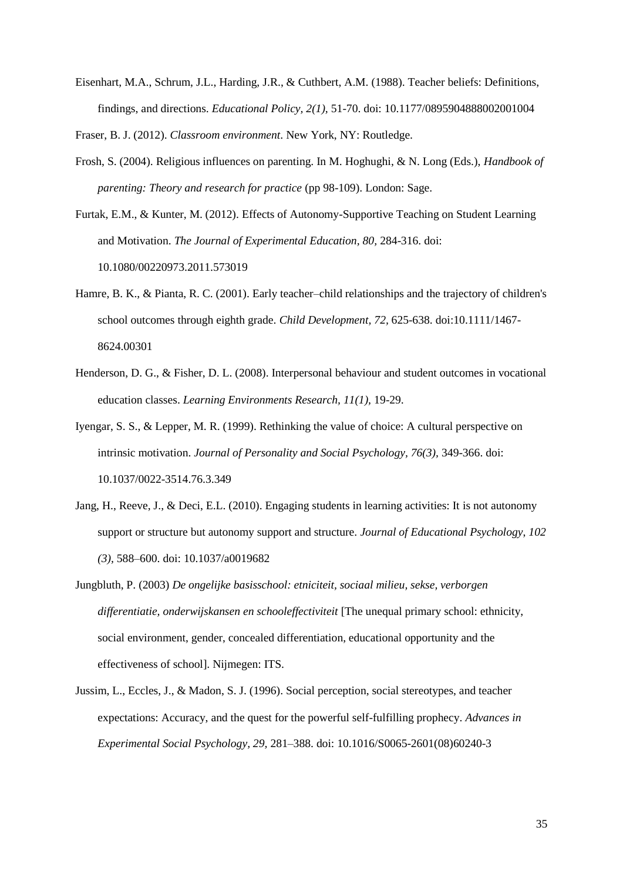Eisenhart, M.A., Schrum, J.L., Harding, J.R., & Cuthbert, A.M. (1988). Teacher beliefs: Definitions, findings, and directions. *Educational Policy, 2(1),* 51-70. doi: 10.1177/0895904888002001004

Fraser, B. J. (2012). *Classroom environment*. New York, NY: Routledge.

Frosh, S. (2004). Religious influences on parenting. In M. Hoghughi, & N. Long (Eds.), *Handbook of parenting: Theory and research for practice* (pp 98-109). London: Sage.

Furtak, E.M., & Kunter, M. (2012). Effects of Autonomy-Supportive Teaching on Student Learning and Motivation. *The Journal of Experimental Education, 80,* 284-316. doi: 10.1080/00220973.2011.573019

Hamre, B. K., & Pianta, R. C. (2001). Early teacher–child relationships and the trajectory of children's school outcomes through eighth grade. *Child Development, 72,* 625-638. doi:10.1111/1467-8624.00301

Henderson, D. G., & Fisher, D. L. (2008). Interpersonal behaviour and student outcomes in vocational education classes. *Learning Environments Research, 11(1),* 19-29.

Iyengar, S. S., & Lepper, M. R. (1999). Rethinking the value of choice: A cultural perspective on intrinsic motivation. *Journal of Personality and Social Psychology, 76(3),* 349-366. doi: 10.1037/0022-3514.76.3.349

Jang, H., Reeve, J., & Deci, E.L. (2010). Engaging students in learning activities: It is not autonomy support or structure but autonomy support and structure. *Journal of Educational Psychology*, *102 (3),* 588–600. doi: 10.1037/a0019682

Jungbluth, P. (2003) *De ongelijke basisschool: etniciteit, sociaal milieu, sekse, verborgen differentiatie, onderwijskansen en schooleffectiviteit* [The unequal primary school: ethnicity, social environment, gender, concealed differentiation, educational opportunity and the effectiveness of school]. Nijmegen: ITS.

Jussim, L., Eccles, J., & Madon, S. J. (1996). Social perception, social stereotypes, and teacher expectations: Accuracy, and the quest for the powerful self-fulfilling prophecy. *Advances in Experimental Social Psychology, 29,* 281–388. doi: 10.1016/S0065-2601(08)60240-3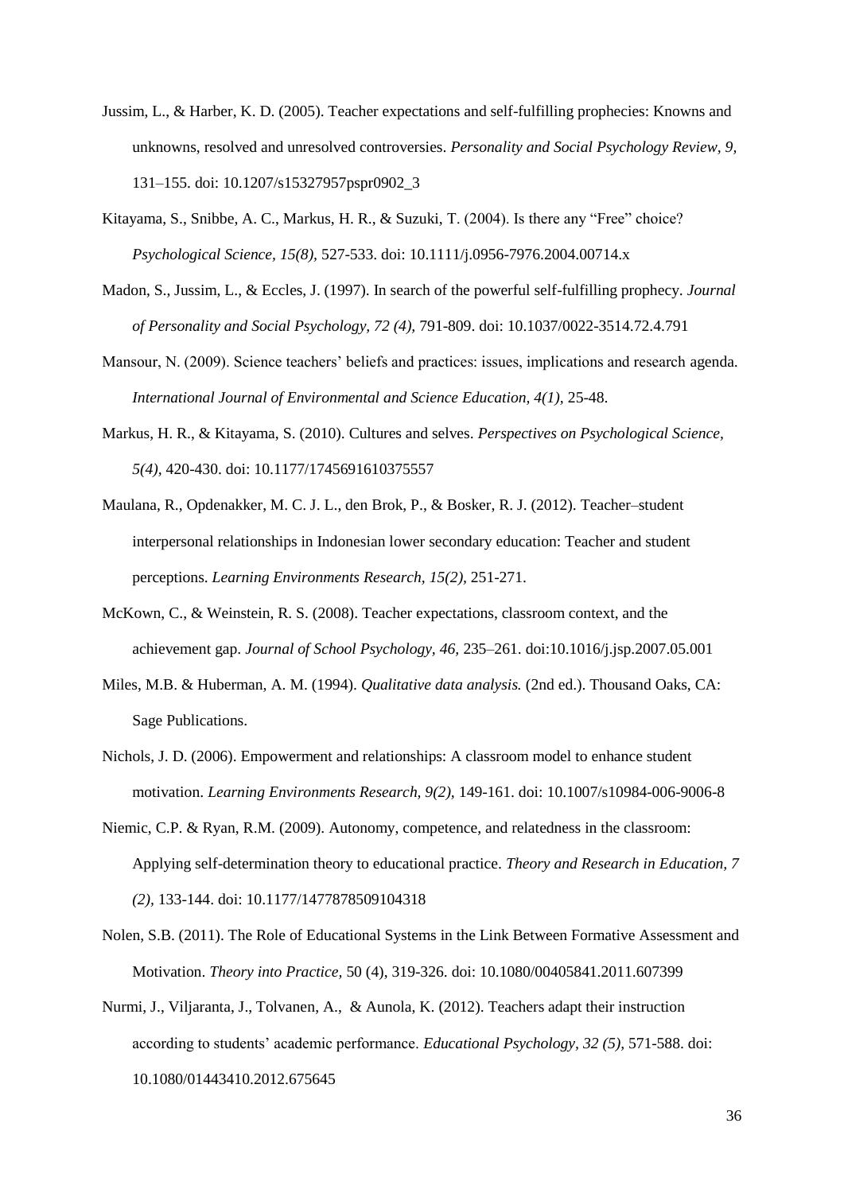Jussim, L., & Harber, K. D. (2005). Teacher expectations and self-fulfilling prophecies: Knowns and unknowns, resolved and unresolved controversies. *Personality and Social Psychology Review, 9,* 131–155. doi: 10.1207/s15327957pspr0902_3

Kitayama, S., Snibbe, A. C., Markus, H. R., & Suzuki, T. (2004). Is there any "Free" choice? *Psychological Science, 15(8),* 527-533. doi: 10.1111/j.0956-7976.2004.00714.x

Madon, S., Jussim, L., & Eccles, J. (1997). In search of the powerful self-fulfilling prophecy. *Journal of Personality and Social Psychology, 72 (4),* 791-809. doi: 10.1037/0022-3514.72.4.791

Mansour, N. (2009). Science teachers' beliefs and practices: issues, implications and research agenda. *International Journal of Environmental and Science Education, 4(1),* 25-48.

Markus, H. R., & Kitayama, S. (2010). Cultures and selves. *Perspectives on Psychological Science, 5(4),* 420-430. doi: 10.1177/1745691610375557

Maulana, R., Opdenakker, M. C. J. L., den Brok, P., & Bosker, R. J. (2012). Teacher–student interpersonal relationships in Indonesian lower secondary education: Teacher and student perceptions. *Learning Environments Research, 15(2),* 251-271.

McKown, C., & Weinstein, R. S. (2008). Teacher expectations, classroom context, and the achievement gap. *Journal of School Psychology, 46,* 235–261. doi:10.1016/j.jsp.2007.05.001

Miles, M.B. & Huberman, A. M. (1994). *Qualitative data analysis.* (2nd ed.). Thousand Oaks, CA: Sage Publications.

Nichols, J. D. (2006). Empowerment and relationships: A classroom model to enhance student motivation. *Learning Environments Research, 9(2),* 149-161. doi: 10.1007/s10984-006-9006-8

Niemic, C.P. & Ryan, R.M. (2009). Autonomy, competence, and relatedness in the classroom: Applying self-determination theory to educational practice. *Theory and Research in Education, 7 (2),* 133-144. doi: 10.1177/1477878509104318

Nolen, S.B. (2011). The Role of Educational Systems in the Link Between Formative Assessment and Motivation. *Theory into Practice,* 50 (4), 319-326. doi: 10.1080/00405841.2011.607399

Nurmi, J., Viljaranta, J., Tolvanen, A., & Aunola, K. (2012). Teachers adapt their instruction according to students' academic performance. *Educational Psychology, 32 (5),* 571-588. doi: 10.1080/01443410.2012.675645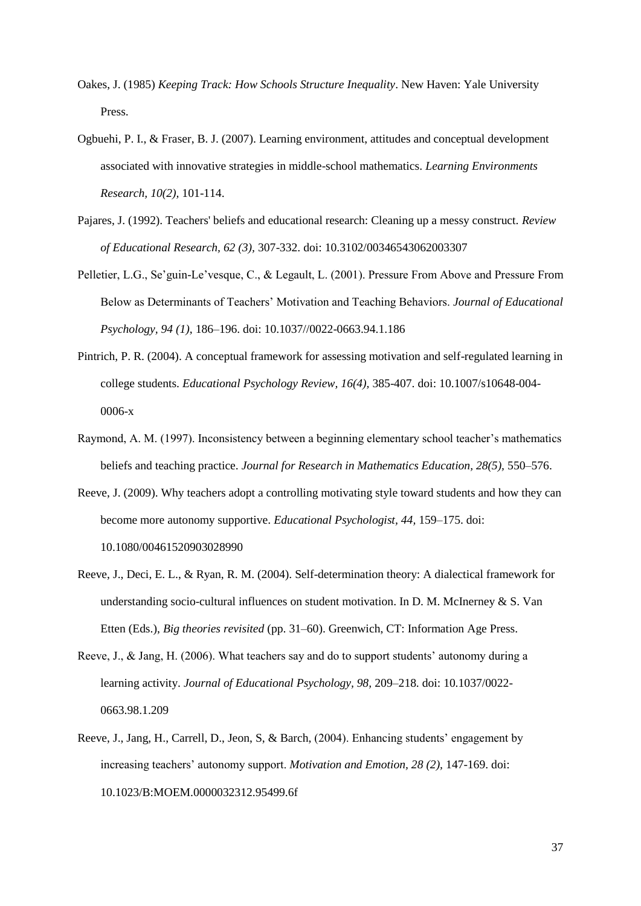Oakes, J. (1985) *Keeping Track: How Schools Structure Inequality*. New Haven: Yale University Press.

Ogbuehi, P. I., & Fraser, B. J. (2007). Learning environment, attitudes and conceptual development associated with innovative strategies in middle-school mathematics. *Learning Environments Research, 10(2),* 101-114.

Pajares, J. (1992). Teachers' beliefs and educational research: Cleaning up a messy construct. *Review of Educational Research, 62 (3),* 307-332. doi: 10.3102/00346543062003307

Pelletier, L.G., Se'guin-Le'vesque, C., & Legault, L. (2001). Pressure From Above and Pressure From Below as Determinants of Teachers' Motivation and Teaching Behaviors. *Journal of Educational Psychology, 94 (1),* 186–196. doi: 10.1037//0022-0663.94.1.186

Pintrich, P. R. (2004). A conceptual framework for assessing motivation and self-regulated learning in college students. *Educational Psychology Review, 16(4),* 385-407. doi: 10.1007/s10648-004-0006-x

Raymond, A. M. (1997). Inconsistency between a beginning elementary school teacher's mathematics beliefs and teaching practice. *Journal for Research in Mathematics Education, 28(5),* 550–576.

Reeve, J. (2009). Why teachers adopt a controlling motivating style toward students and how they can become more autonomy supportive. *Educational Psychologist, 44,* 159–175. doi: 10.1080/00461520903028990

Reeve, J., Deci, E. L., & Ryan, R. M. (2004). Self-determination theory: A dialectical framework for understanding socio-cultural influences on student motivation. In D. M. McInerney & S. Van Etten (Eds.), *Big theories revisited* (pp. 31–60). Greenwich, CT: Information Age Press.

Reeve, J., & Jang, H. (2006). What teachers say and do to support students' autonomy during a learning activity. *Journal of Educational Psychology, 98,* 209–218. doi: 10.1037/0022-0663.98.1.209

Reeve, J., Jang, H., Carrell, D., Jeon, S, & Barch, (2004). Enhancing students' engagement by increasing teachers' autonomy support. *Motivation and Emotion, 28 (2),* 147-169. doi: 10.1023/B:MOEM.0000032312.95499.6f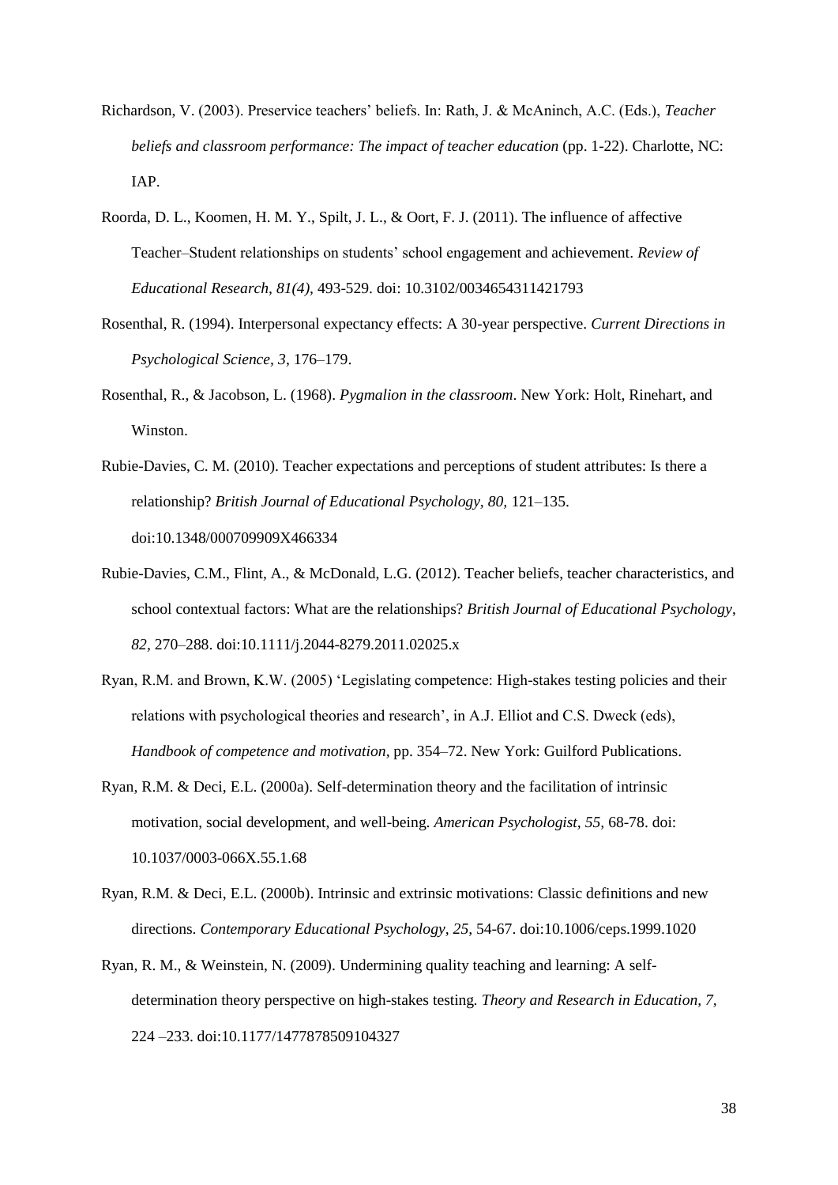Richardson, V. (2003). Preservice teachers' beliefs. In: Rath, J. & McAninch, A.C. (Eds.), *Teacher beliefs and classroom performance: The impact of teacher education* (pp. 1-22). Charlotte, NC: IAP.

Roorda, D. L., Koomen, H. M. Y., Spilt, J. L., & Oort, F. J. (2011). The influence of affective Teacher–Student relationships on students' school engagement and achievement. *Review of Educational Research, 81(4),* 493-529. doi: 10.3102/0034654311421793

Rosenthal, R. (1994). Interpersonal expectancy effects: A 30-year perspective. *Current Directions in Psychological Science, 3*, 176–179.

Rosenthal, R., & Jacobson, L. (1968). *Pygmalion in the classroom*. New York: Holt, Rinehart, and Winston.

Rubie-Davies, C. M. (2010). Teacher expectations and perceptions of student attributes: Is there a relationship? *British Journal of Educational Psychology, 80,* 121–135. doi:10.1348/000709909X466334

Rubie-Davies, C.M., Flint, A., & McDonald, L.G. (2012). Teacher beliefs, teacher characteristics, and school contextual factors: What are the relationships? *British Journal of Educational Psychology*, *82,* 270–288. doi:10.1111/j.2044-8279.2011.02025.x

Ryan, R.M. and Brown, K.W. (2005) 'Legislating competence: High-stakes testing policies and their relations with psychological theories and research', in A.J. Elliot and C.S. Dweck (eds), *Handbook of competence and motivation*, pp. 354–72. New York: Guilford Publications.

Ryan, R.M. & Deci, E.L. (2000a). Self-determination theory and the facilitation of intrinsic motivation, social development, and well-being. *American Psychologist, 55,* 68-78. doi: 10.1037/0003-066X.55.1.68

Ryan, R.M. & Deci, E.L. (2000b). Intrinsic and extrinsic motivations: Classic definitions and new directions. *Contemporary Educational Psychology, 25,* 54-67. doi:10.1006/ceps.1999.1020

Ryan, R. M., & Weinstein, N. (2009). Undermining quality teaching and learning: A self-determination theory perspective on high-stakes testing. *Theory and Research in Education, 7,* 224 –233. doi:10.1177/1477878509104327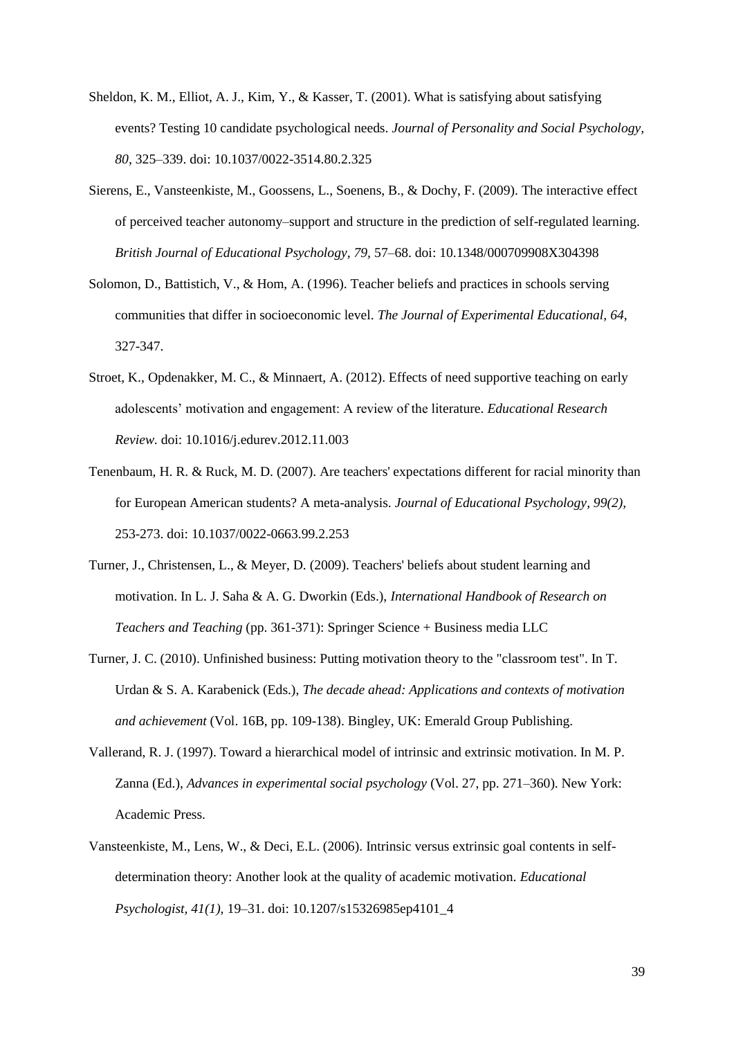Sheldon, K. M., Elliot, A. J., Kim, Y., & Kasser, T. (2001). What is satisfying about satisfying events? Testing 10 candidate psychological needs. *Journal of Personality and Social Psychology, 80*, 325–339. doi: 10.1037/0022-3514.80.2.325

Sierens, E., Vansteenkiste, M., Goossens, L., Soenens, B., & Dochy, F. (2009). The interactive effect of perceived teacher autonomy–support and structure in the prediction of self-regulated learning. *British Journal of Educational Psychology, 79,* 57–68. doi: 10.1348/000709908X304398

Solomon, D., Battistich, V., & Hom, A. (1996). Teacher beliefs and practices in schools serving communities that differ in socioeconomic level. *The Journal of Experimental Educational, 64*, 327-347.

Stroet, K., Opdenakker, M. C., & Minnaert, A. (2012). Effects of need supportive teaching on early adolescents' motivation and engagement: A review of the literature. *Educational Research Review*. doi: 10.1016/j.edurev.2012.11.003

Tenenbaum, H. R. & Ruck, M. D. (2007). Are teachers' expectations different for racial minority than for European American students? A meta-analysis. *Journal of Educational Psychology, 99(2),* 253-273. doi: 10.1037/0022-0663.99.2.253

Turner, J., Christensen, L., & Meyer, D. (2009). Teachers' beliefs about student learning and motivation. In L. J. Saha & A. G. Dworkin (Eds.), *International Handbook of Research on Teachers and Teaching* (pp. 361-371): Springer Science + Business media LLC

Turner, J. C. (2010). Unfinished business: Putting motivation theory to the "classroom test". In T. Urdan & S. A. Karabenick (Eds.), *The decade ahead: Applications and contexts of motivation and achievement* (Vol. 16B, pp. 109-138). Bingley, UK: Emerald Group Publishing.

Vallerand, R. J. (1997). Toward a hierarchical model of intrinsic and extrinsic motivation. In M. P. Zanna (Ed.), *Advances in experimental social psychology* (Vol. 27, pp. 271–360). New York: Academic Press.

Vansteenkiste, M., Lens, W., & Deci, E.L. (2006). Intrinsic versus extrinsic goal contents in self-determination theory: Another look at the quality of academic motivation. *Educational Psychologist, 41(1),* 19–31. doi: 10.1207/s15326985ep4101_4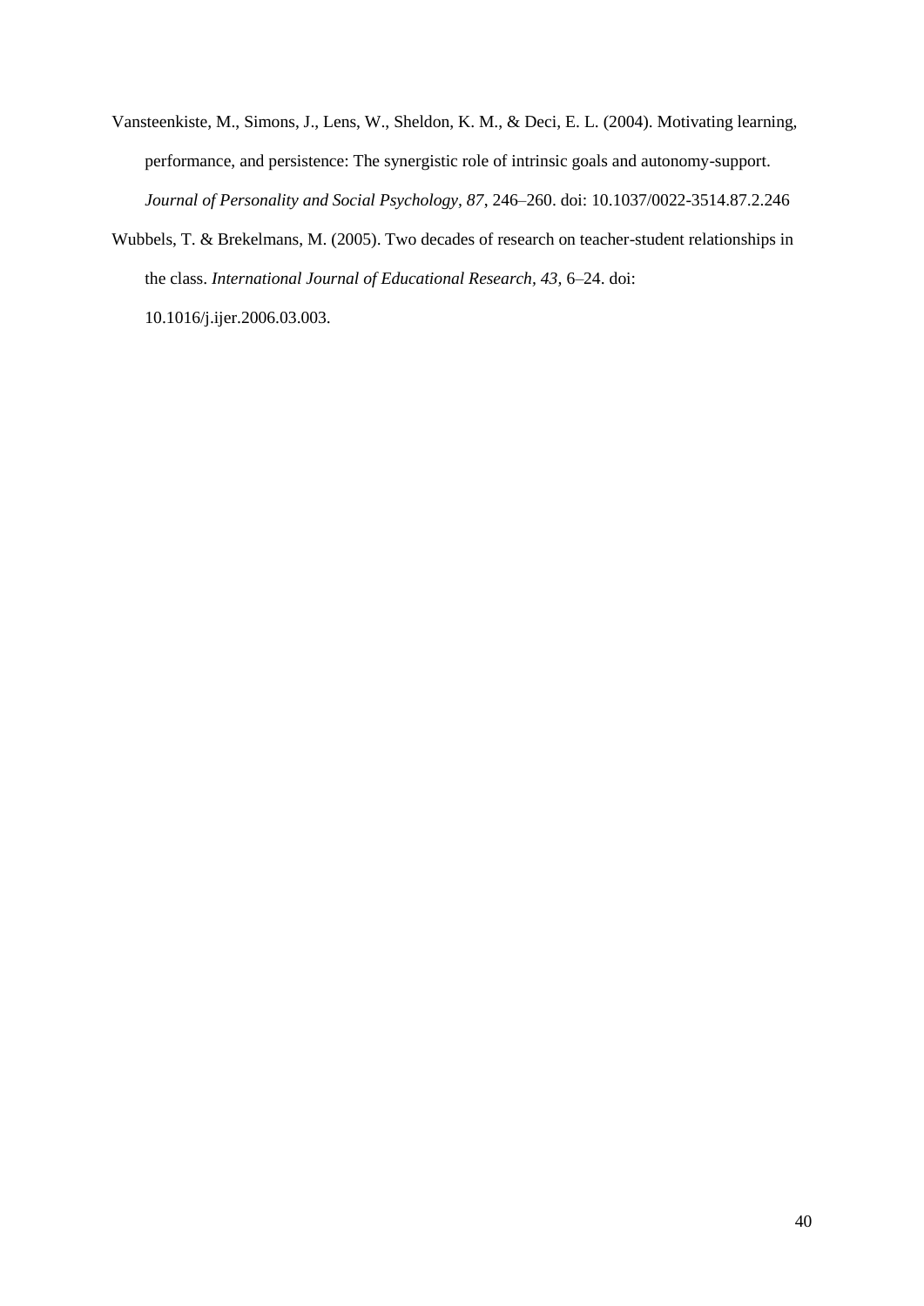Vansteenkiste, M., Simons, J., Lens, W., Sheldon, K. M., & Deci, E. L. (2004). Motivating learning, performance, and persistence: The synergistic role of intrinsic goals and autonomy-support. *Journal of Personality and Social Psychology, 87*, 246–260. doi: 10.1037/0022-3514.87.2.246

Wubbels, T. & Brekelmans, M. (2005). Two decades of research on teacher-student relationships in the class. *International Journal of Educational Research, 43*, 6–24. doi: 10.1016/j.ijer.2006.03.003.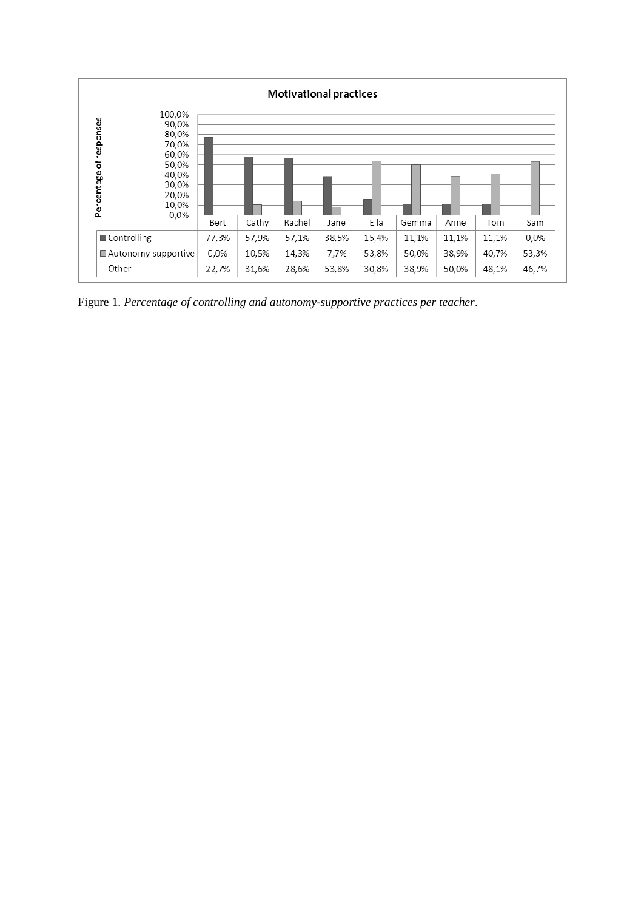**Motivational practices**

| | Bert | Cathy | Rachel | Jane | Ella | Gemma | Anne | Tom | Sam |
|---|---|---|---|---|---|---|---|---|---|
| Controlling | 77,3% | 57,9% | 57,1% | 38,5% | 15,4% | 11,1% | 11,1% | 11,1% | 0,0% |
| Autonomy-supportive | 0,0% | 10,5% | 14,3% | 7,7% | 53,8% | 50,0% | 38,9% | 40,7% | 53,3% |
| Other | 22,7% | 31,6% | 28,6% | 53,8% | 30,8% | 38,9% | 50,0% | 48,1% | 46,7% |

Figure 1. *Percentage of controlling and autonomy-supportive practices per teacher*.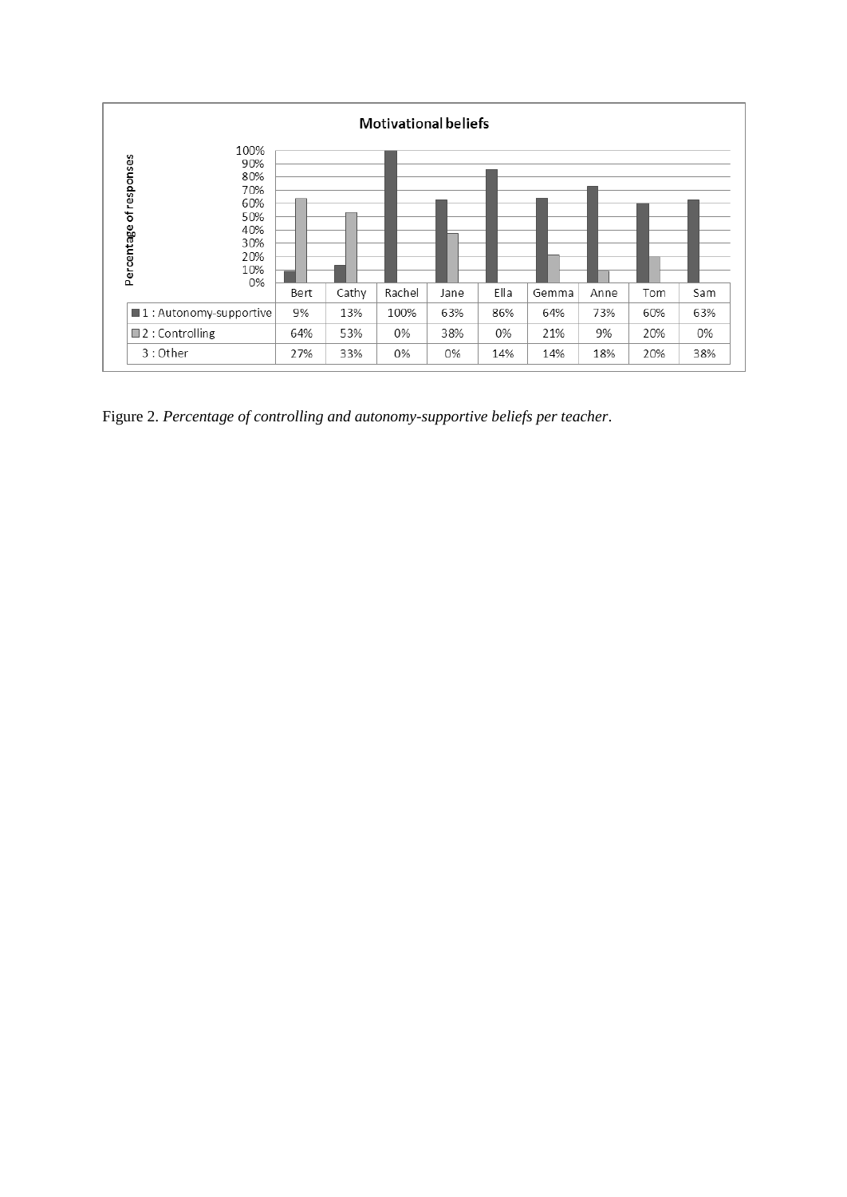**Motivational beliefs**

| | Bert | Cathy | Rachel | Jane | Ella | Gemma | Anne | Tom | Sam |
|---|---|---|---|---|---|---|---|---|---|
| 1 : Autonomy-supportive | 9% | 13% | 100% | 63% | 86% | 64% | 73% | 60% | 63% |
| 2 : Controlling | 64% | 53% | 0% | 38% | 0% | 21% | 9% | 20% | 0% |
| 3 : Other | 27% | 33% | 0% | 0% | 14% | 14% | 18% | 20% | 38% |

Figure 2. *Percentage of controlling and autonomy-supportive beliefs per teacher*.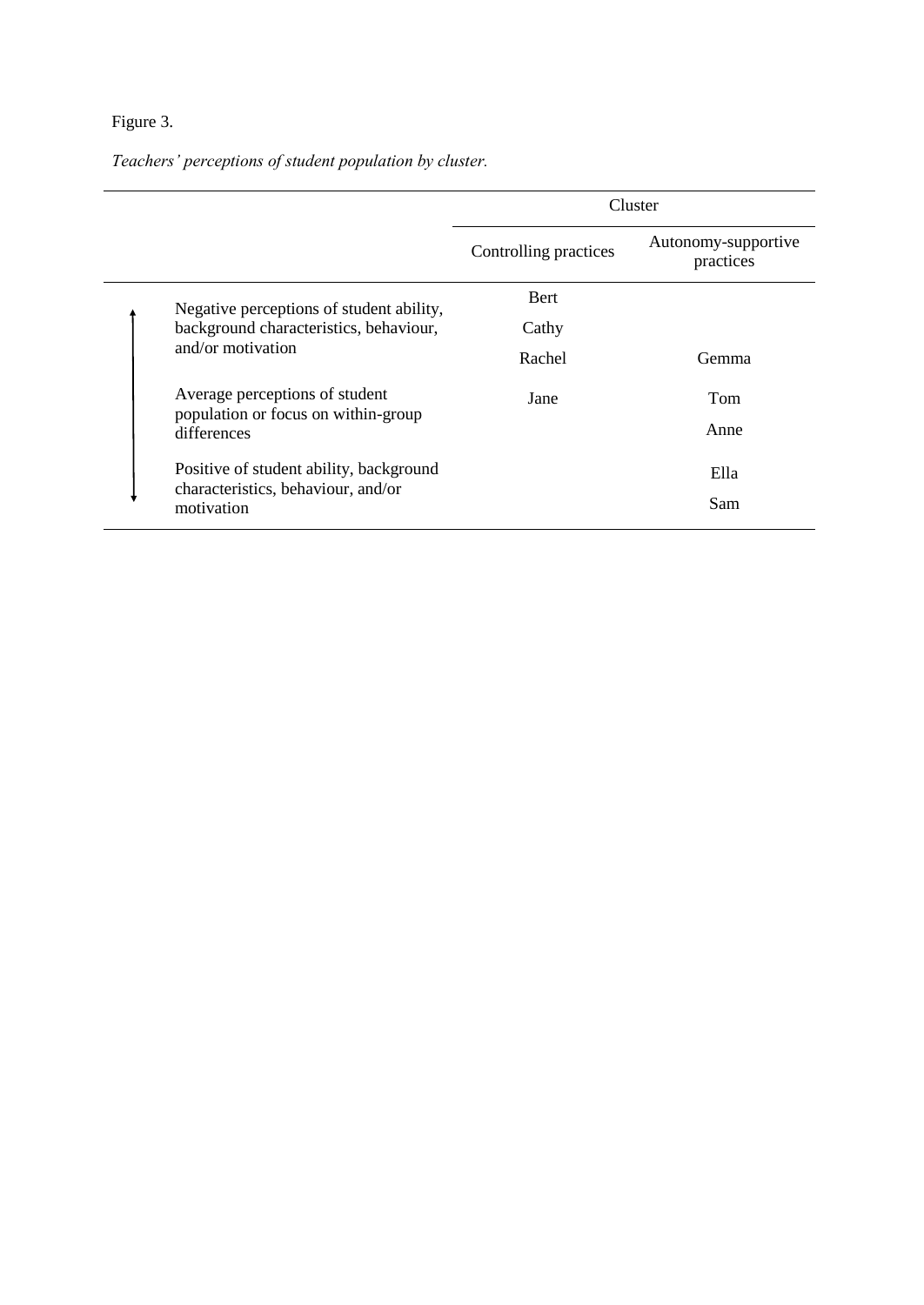Figure 3.

*Teachers' perceptions of student population by cluster.*

| | Cluster | |
|---|---|---|
| | Controlling practices | Autonomy-supportive practices |
| Negative perceptions of student ability, background characteristics, behaviour, and/or motivation | Bert | |
| | Cathy | |
| | Rachel | Gemma |
| Average perceptions of student population or focus on within-group differences | Jane | Tom |
| | | Anne |
| Positive of student ability, background characteristics, behaviour, and/or motivation | | Ella |
| | | Sam |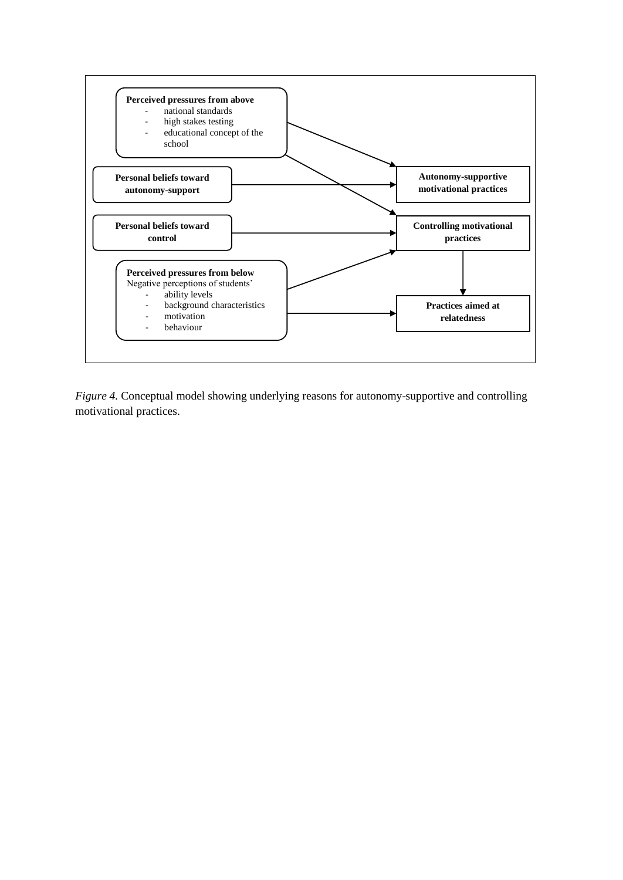**Perceived pressures from above**
- national standards
- high stakes testing
- educational concept of the school

**Personal beliefs toward autonomy-support**

**Personal beliefs toward control**

**Perceived pressures from below**
Negative perceptions of students'
- ability levels
- background characteristics
- motivation
- behaviour

**Autonomy-supportive motivational practices**

**Controlling motivational practices**

**Practices aimed at relatedness**

*Figure 4.* Conceptual model showing underlying reasons for autonomy-supportive and controlling motivational practices.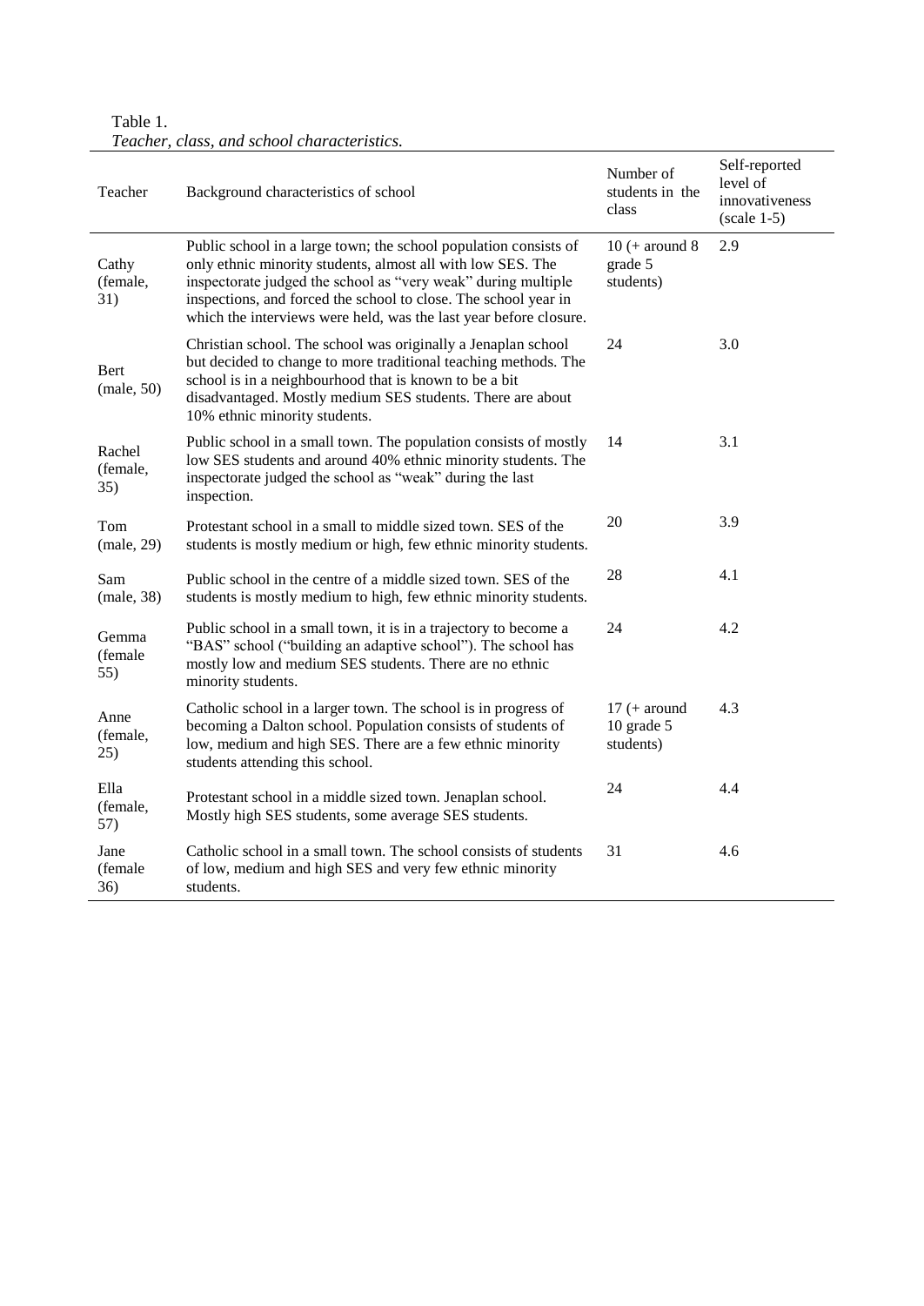Table 1.
*Teacher, class, and school characteristics.*

| Teacher | Background characteristics of school | Number of students in the class | Self-reported level of innovativeness (scale 1-5) |
|---|---|---|---|
| Cathy (female, 31) | Public school in a large town; the school population consists of only ethnic minority students, almost all with low SES. The inspectorate judged the school as "very weak" during multiple inspections, and forced the school to close. The school year in which the interviews were held, was the last year before closure. | 10 (+ around 8 grade 5 students) | 2.9 |
| Bert (male, 50) | Christian school. The school was originally a Jenaplan school but decided to change to more traditional teaching methods. The school is in a neighbourhood that is known to be a bit disadvantaged. Mostly medium SES students. There are about 10% ethnic minority students. | 24 | 3.0 |
| Rachel (female, 35) | Public school in a small town. The population consists of mostly low SES students and around 40% ethnic minority students. The inspectorate judged the school as "weak" during the last inspection. | 14 | 3.1 |
| Tom (male, 29) | Protestant school in a small to middle sized town. SES of the students is mostly medium or high, few ethnic minority students. | 20 | 3.9 |
| Sam (male, 38) | Public school in the centre of a middle sized town. SES of the students is mostly medium to high, few ethnic minority students. | 28 | 4.1 |
| Gemma (female 55) | Public school in a small town, it is in a trajectory to become a "BAS" school ("building an adaptive school"). The school has mostly low and medium SES students. There are no ethnic minority students. | 24 | 4.2 |
| Anne (female, 25) | Catholic school in a larger town. The school is in progress of becoming a Dalton school. Population consists of students of low, medium and high SES. There are a few ethnic minority students attending this school. | 17 (+ around 10 grade 5 students) | 4.3 |
| Ella (female, 57) | Protestant school in a middle sized town. Jenaplan school. Mostly high SES students, some average SES students. | 24 | 4.4 |
| Jane (female 36) | Catholic school in a small town. The school consists of students of low, medium and high SES and very few ethnic minority students. | 31 | 4.6 |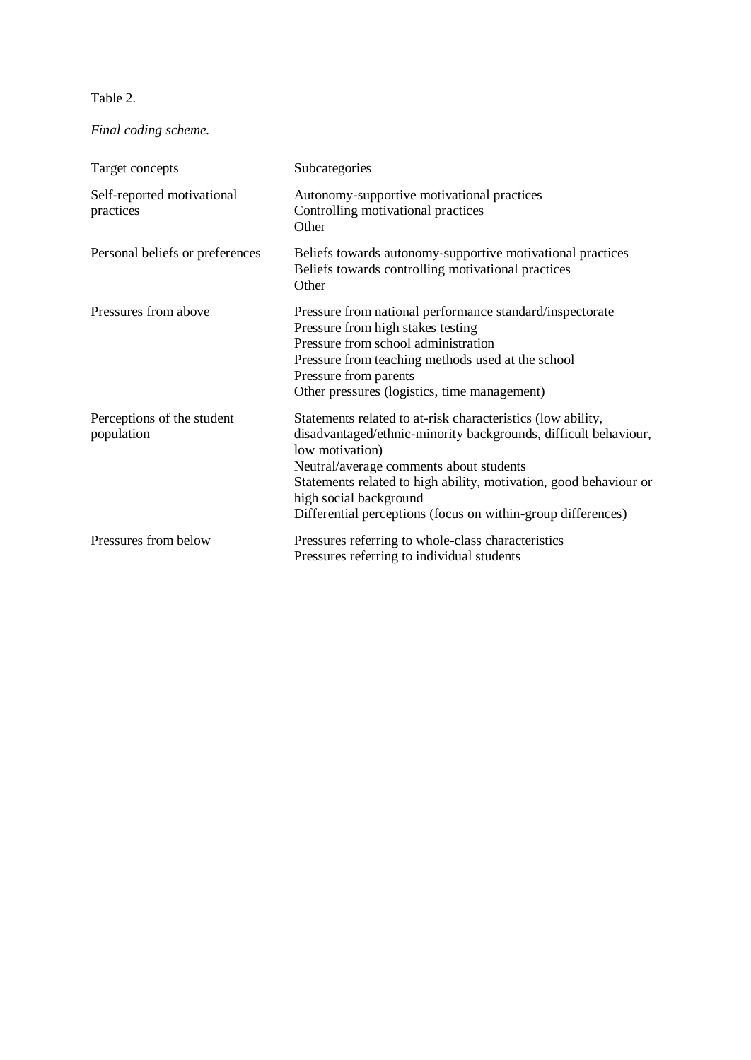Table 2.

*Final coding scheme.*

| Target concepts | Subcategories |
| --- | --- |
| Self-reported motivational practices | Autonomy-supportive motivational practices<br>Controlling motivational practices<br>Other |
| Personal beliefs or preferences | Beliefs towards autonomy-supportive motivational practices<br>Beliefs towards controlling motivational practices<br>Other |
| Pressures from above | Pressure from national performance standard/inspectorate<br>Pressure from high stakes testing<br>Pressure from school administration<br>Pressure from teaching methods used at the school<br>Pressure from parents<br>Other pressures (logistics, time management) |
| Perceptions of the student population | Statements related to at-risk characteristics (low ability, disadvantaged/ethnic-minority backgrounds, difficult behaviour, low motivation)<br>Neutral/average comments about students<br>Statements related to high ability, motivation, good behaviour or high social background<br>Differential perceptions (focus on within-group differences) |
| Pressures from below | Pressures referring to whole-class characteristics<br>Pressures referring to individual students |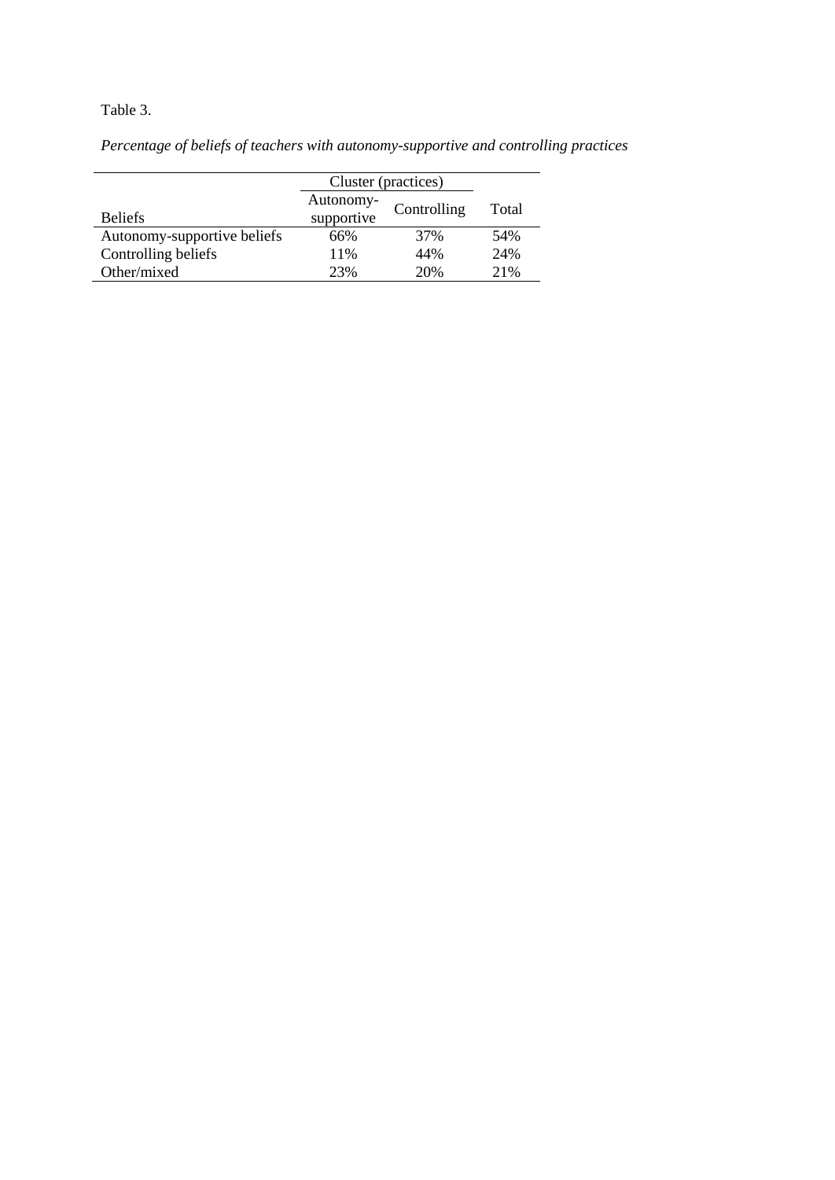Table 3.

*Percentage of beliefs of teachers with autonomy-supportive and controlling practices*

| | Cluster (practices) | | |
|---|---|---|---|
| Beliefs | Autonomy-supportive | Controlling | Total |
| Autonomy-supportive beliefs | 66% | 37% | 54% |
| Controlling beliefs | 11% | 44% | 24% |
| Other/mixed | 23% | 20% | 21% |